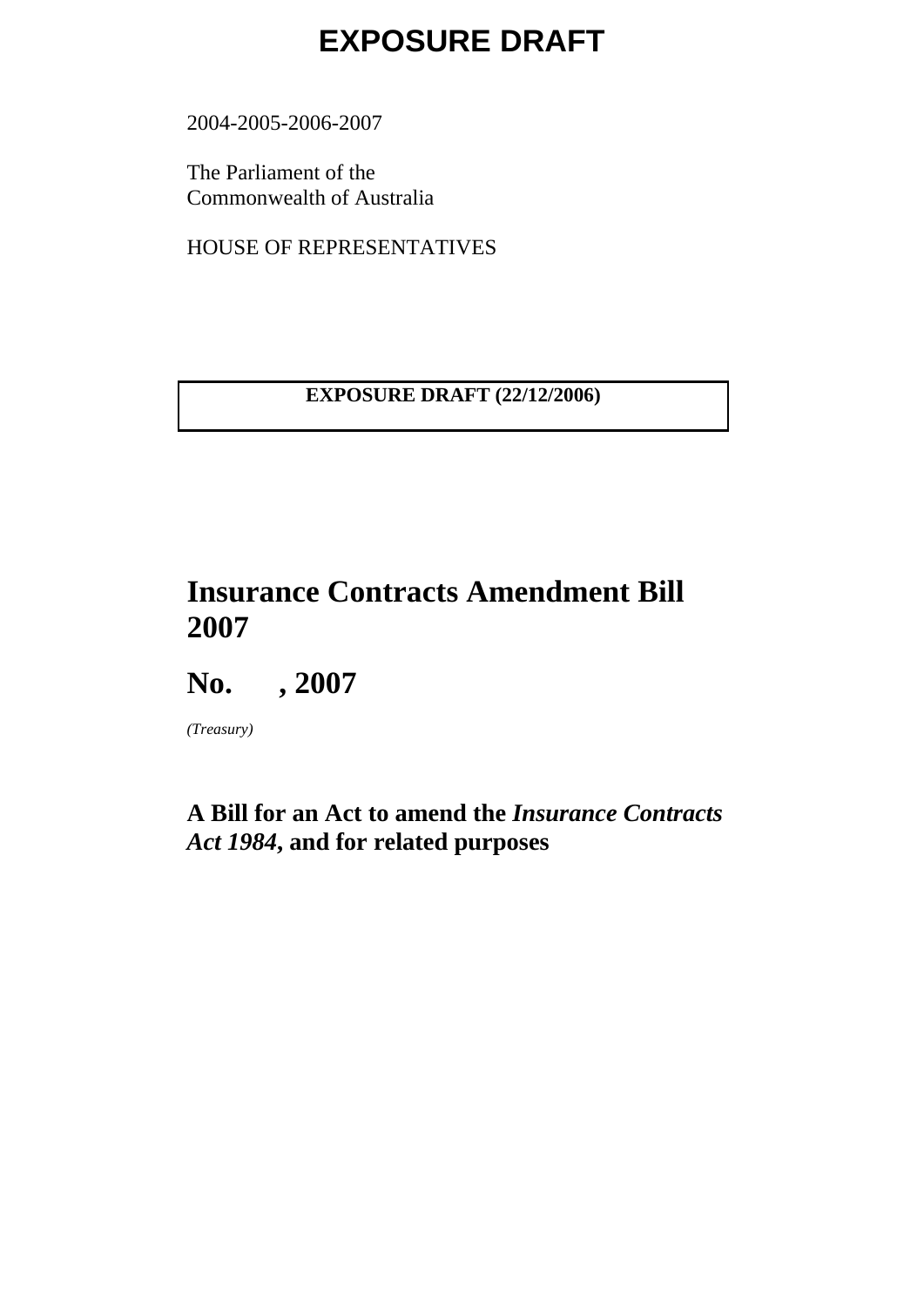# EXPOSURE DRAFT

2004-2005-2006-2007

The Parliament of the
Commonwealth of Australia

HOUSE OF REPRESENTATIVES

**EXPOSURE DRAFT (22/12/2006)**

# Insurance Contracts Amendment Bill 2007

## No. , 2007

*(Treasury)*

### A Bill for an Act to amend the *Insurance Contracts Act 1984*, and for related purposes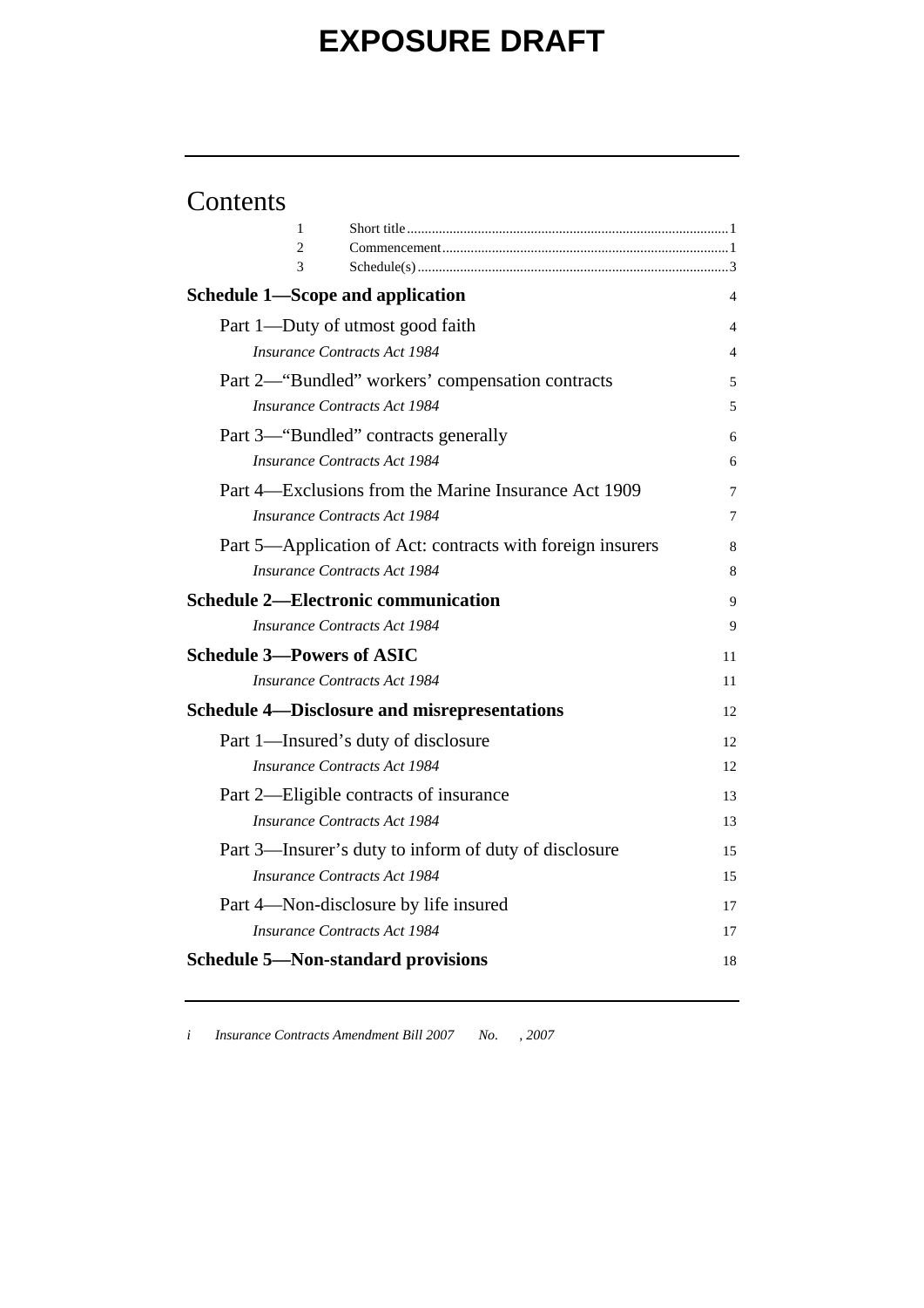# EXPOSURE DRAFT

# Contents

1 Short title ........................................................................................... 1
2 Commencement ................................................................................. 1
3 Schedule(s) ........................................................................................ 3

**Schedule 1—Scope and application** 4

Part 1—Duty of utmost good faith 4

*Insurance Contracts Act 1984* 4

Part 2—“Bundled” workers’ compensation contracts 5

*Insurance Contracts Act 1984* 5

Part 3—“Bundled” contracts generally 6

*Insurance Contracts Act 1984* 6

Part 4—Exclusions from the Marine Insurance Act 1909 7

*Insurance Contracts Act 1984* 7

Part 5—Application of Act: contracts with foreign insurers 8

*Insurance Contracts Act 1984* 8

**Schedule 2—Electronic communication** 9

*Insurance Contracts Act 1984* 9

**Schedule 3—Powers of ASIC** 11

*Insurance Contracts Act 1984* 11

**Schedule 4—Disclosure and misrepresentations** 12

Part 1—Insured’s duty of disclosure 12

*Insurance Contracts Act 1984* 12

Part 2—Eligible contracts of insurance 13

*Insurance Contracts Act 1984* 13

Part 3—Insurer’s duty to inform of duty of disclosure 15

*Insurance Contracts Act 1984* 15

Part 4—Non-disclosure by life insured 17

*Insurance Contracts Act 1984* 17

**Schedule 5—Non-standard provisions** 18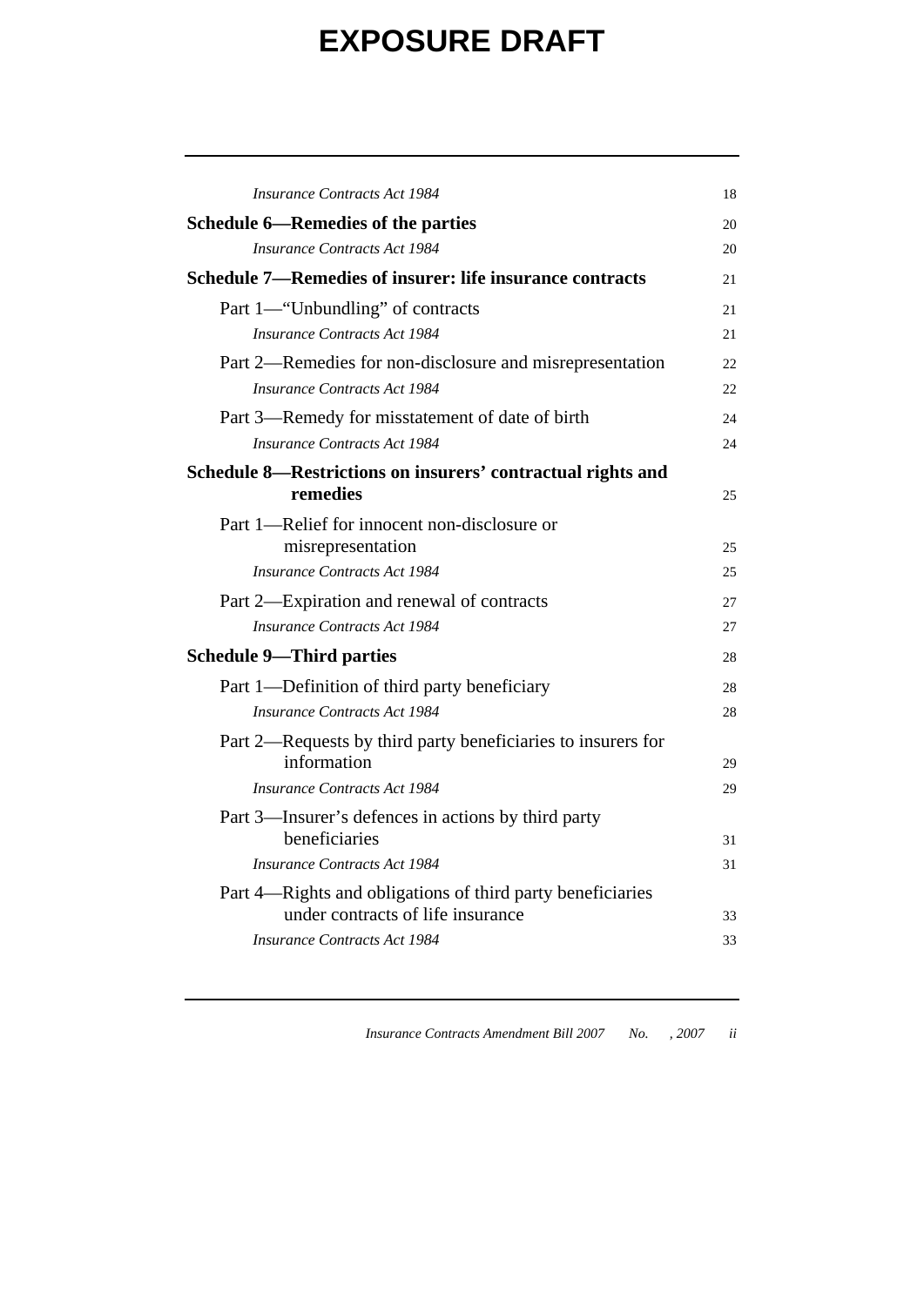# EXPOSURE DRAFT

| | |
|---|---|
| *Insurance Contracts Act 1984* | 18 |
| **Schedule 6—Remedies of the parties** | 20 |
| *Insurance Contracts Act 1984* | 20 |
| **Schedule 7—Remedies of insurer: life insurance contracts** | 21 |
| Part 1—"Unbundling" of contracts | 21 |
| *Insurance Contracts Act 1984* | 21 |
| Part 2—Remedies for non-disclosure and misrepresentation | 22 |
| *Insurance Contracts Act 1984* | 22 |
| Part 3—Remedy for misstatement of date of birth | 24 |
| *Insurance Contracts Act 1984* | 24 |
| **Schedule 8—Restrictions on insurers' contractual rights and remedies** | 25 |
| Part 1—Relief for innocent non-disclosure or misrepresentation | 25 |
| *Insurance Contracts Act 1984* | 25 |
| Part 2—Expiration and renewal of contracts | 27 |
| *Insurance Contracts Act 1984* | 27 |
| **Schedule 9—Third parties** | 28 |
| Part 1—Definition of third party beneficiary | 28 |
| *Insurance Contracts Act 1984* | 28 |
| Part 2—Requests by third party beneficiaries to insurers for information | 29 |
| *Insurance Contracts Act 1984* | 29 |
| Part 3—Insurer's defences in actions by third party beneficiaries | 31 |
| *Insurance Contracts Act 1984* | 31 |
| Part 4—Rights and obligations of third party beneficiaries under contracts of life insurance | 33 |
| *Insurance Contracts Act 1984* | 33 |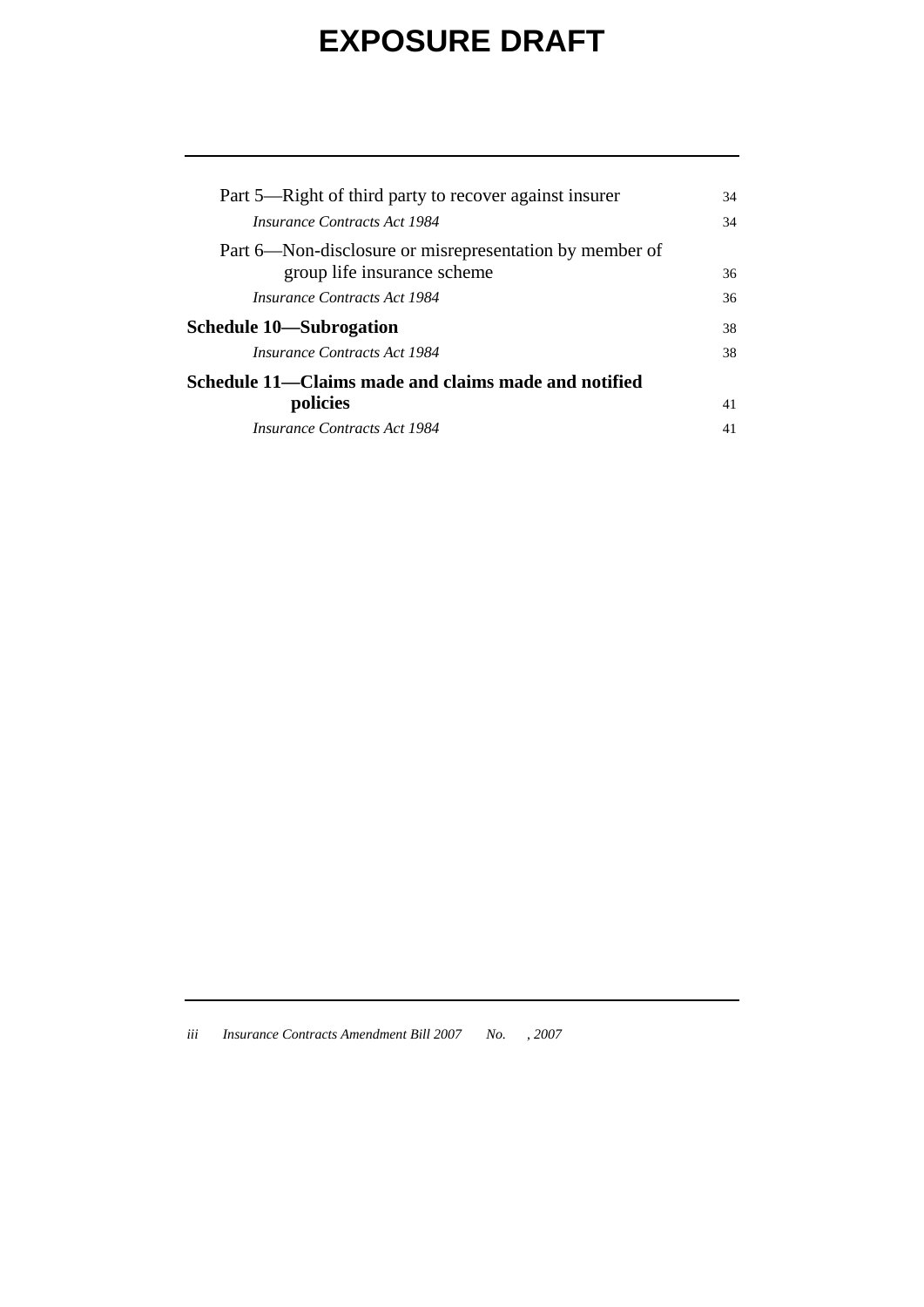# EXPOSURE DRAFT

Part 5—Right of third party to recover against insurer 34

*Insurance Contracts Act 1984* 34

Part 6—Non-disclosure or misrepresentation by member of group life insurance scheme 36

*Insurance Contracts Act 1984* 36

**Schedule 10—Subrogation** 38

*Insurance Contracts Act 1984* 38

**Schedule 11—Claims made and claims made and notified policies** 41

*Insurance Contracts Act 1984* 41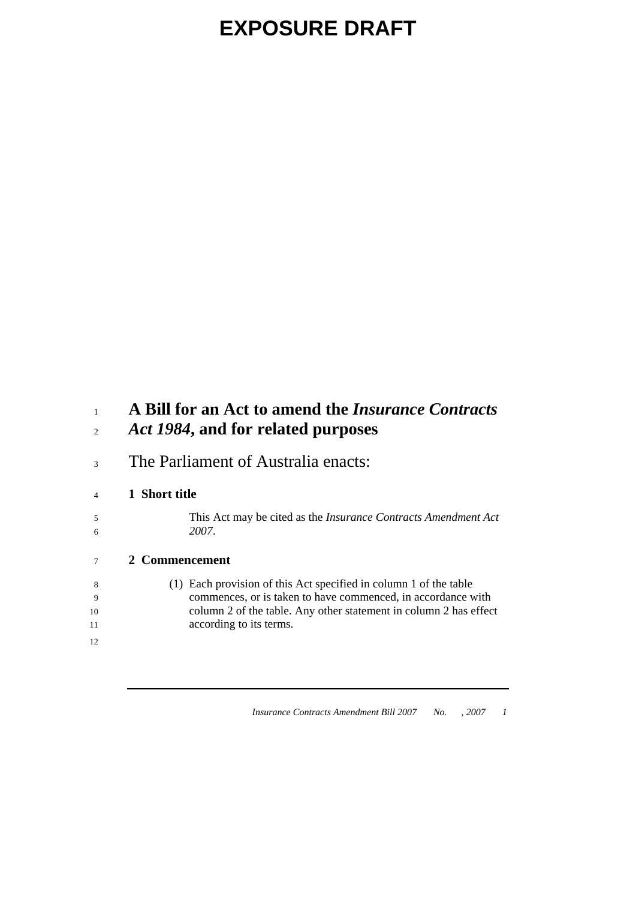# EXPOSURE DRAFT

# A Bill for an Act to amend the *Insurance Contracts Act 1984*, and for related purposes

The Parliament of Australia enacts:

## 1 Short title

This Act may be cited as the *Insurance Contracts Amendment Act 2007*.

## 2 Commencement

(1) Each provision of this Act specified in column 1 of the table commences, or is taken to have commenced, in accordance with column 2 of the table. Any other statement in column 2 has effect according to its terms.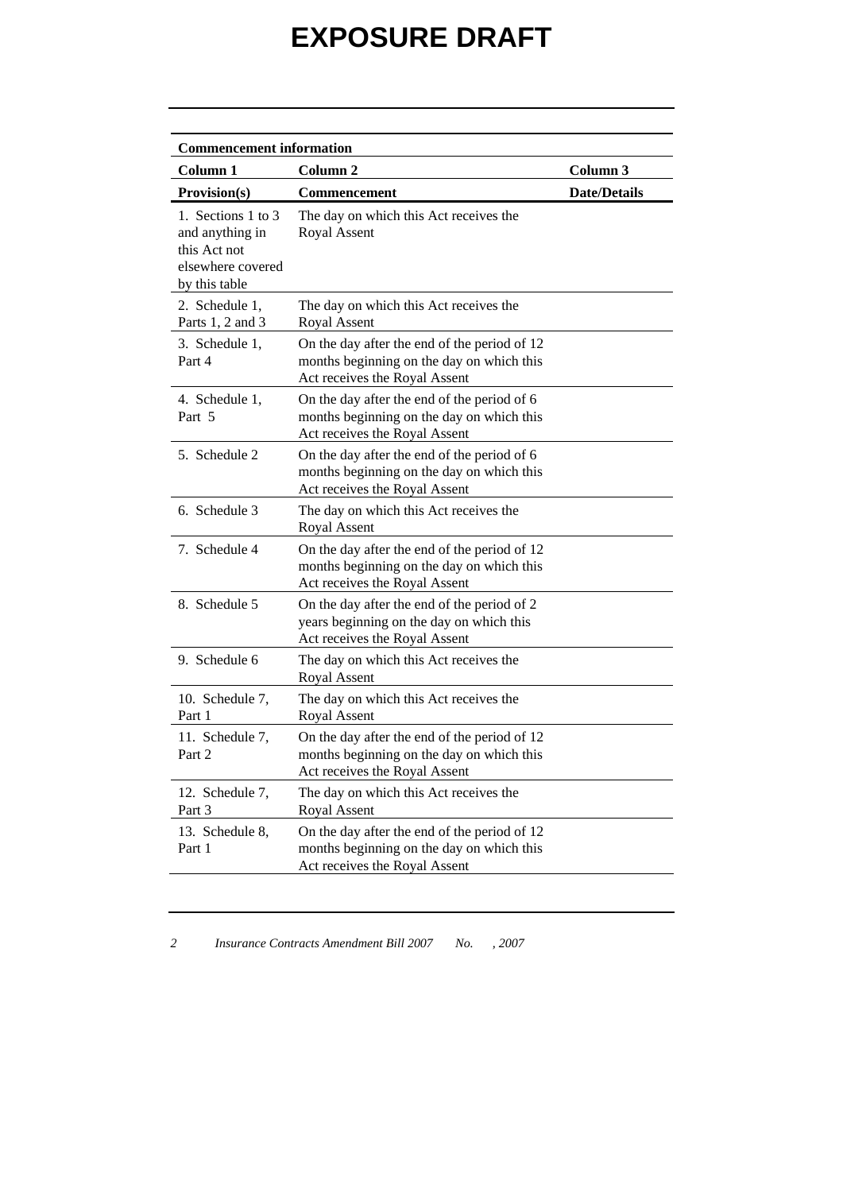# EXPOSURE DRAFT

| Commencement information | | |
|---|---|---|
| **Column 1** | **Column 2** | **Column 3** |
| **Provision(s)** | **Commencement** | **Date/Details** |
| 1. Sections 1 to 3 and anything in this Act not elsewhere covered by this table | The day on which this Act receives the Royal Assent | |
| 2. Schedule 1, Parts 1, 2 and 3 | The day on which this Act receives the Royal Assent | |
| 3. Schedule 1, Part 4 | On the day after the end of the period of 12 months beginning on the day on which this Act receives the Royal Assent | |
| 4. Schedule 1, Part 5 | On the day after the end of the period of 6 months beginning on the day on which this Act receives the Royal Assent | |
| 5. Schedule 2 | On the day after the end of the period of 6 months beginning on the day on which this Act receives the Royal Assent | |
| 6. Schedule 3 | The day on which this Act receives the Royal Assent | |
| 7. Schedule 4 | On the day after the end of the period of 12 months beginning on the day on which this Act receives the Royal Assent | |
| 8. Schedule 5 | On the day after the end of the period of 2 years beginning on the day on which this Act receives the Royal Assent | |
| 9. Schedule 6 | The day on which this Act receives the Royal Assent | |
| 10. Schedule 7, Part 1 | The day on which this Act receives the Royal Assent | |
| 11. Schedule 7, Part 2 | On the day after the end of the period of 12 months beginning on the day on which this Act receives the Royal Assent | |
| 12. Schedule 7, Part 3 | The day on which this Act receives the Royal Assent | |
| 13. Schedule 8, Part 1 | On the day after the end of the period of 12 months beginning on the day on which this Act receives the Royal Assent | |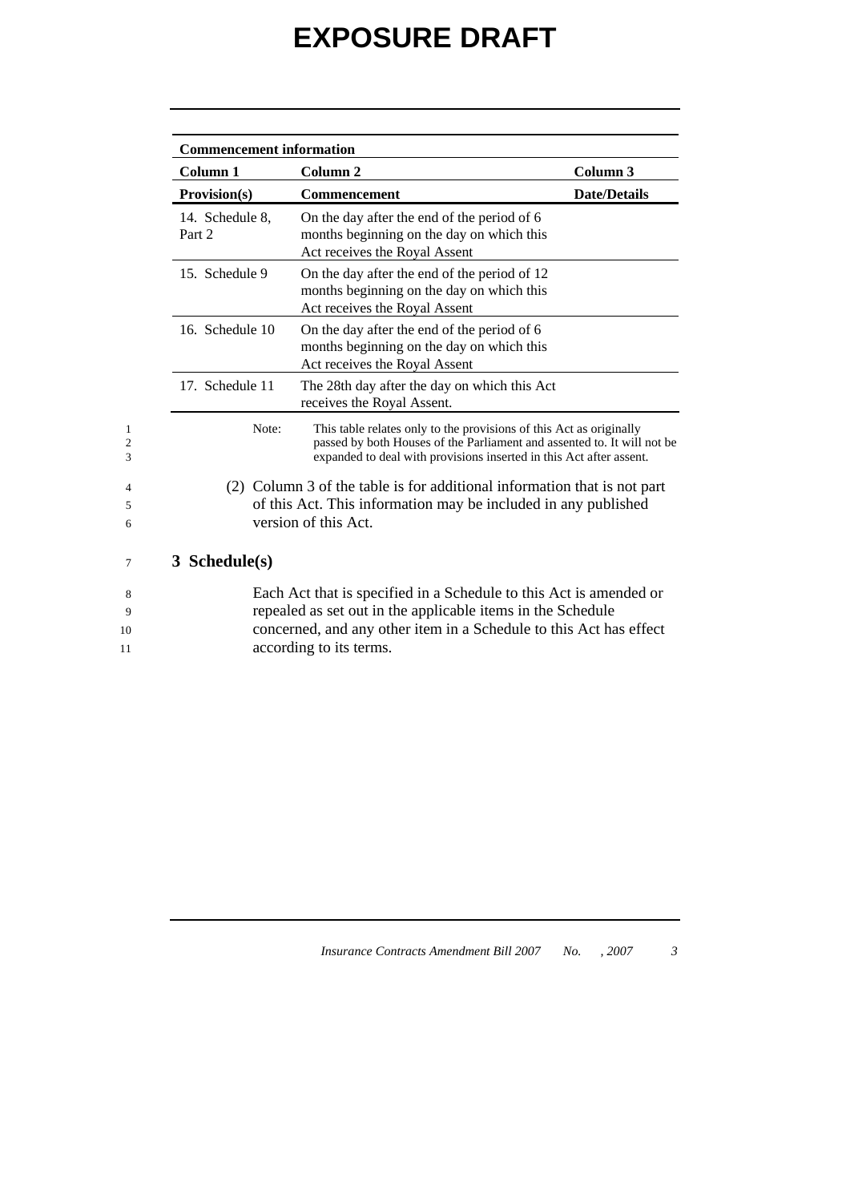# EXPOSURE DRAFT

| Commencement information | | |
|---|---|---|
| **Column 1** | **Column 2** | **Column 3** |
| **Provision(s)** | **Commencement** | **Date/Details** |
| 14. Schedule 8, Part 2 | On the day after the end of the period of 6 months beginning on the day on which this Act receives the Royal Assent | |
| 15. Schedule 9 | On the day after the end of the period of 12 months beginning on the day on which this Act receives the Royal Assent | |
| 16. Schedule 10 | On the day after the end of the period of 6 months beginning on the day on which this Act receives the Royal Assent | |
| 17. Schedule 11 | The 28th day after the day on which this Act receives the Royal Assent. | |

Note: This table relates only to the provisions of this Act as originally passed by both Houses of the Parliament and assented to. It will not be expanded to deal with provisions inserted in this Act after assent.

(2) Column 3 of the table is for additional information that is not part of this Act. This information may be included in any published version of this Act.

## 3 Schedule(s)

Each Act that is specified in a Schedule to this Act is amended or repealed as set out in the applicable items in the Schedule concerned, and any other item in a Schedule to this Act has effect according to its terms.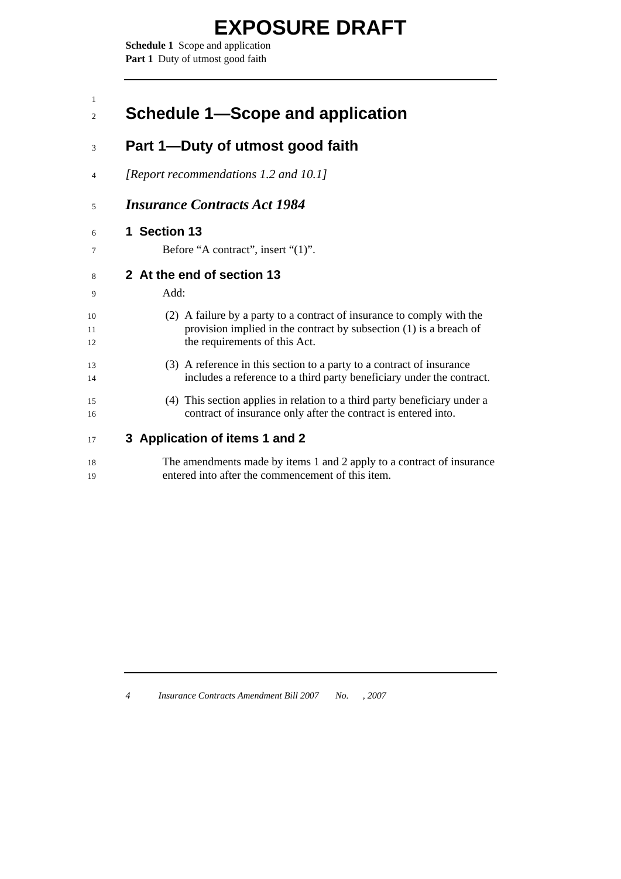# Schedule 1—Scope and application

## Part 1—Duty of utmost good faith

*[Report recommendations 1.2 and 10.1]*

### *Insurance Contracts Act 1984*

#### 1 Section 13

Before "A contract", insert "(1)".

#### 2 At the end of section 13

Add:

(2) A failure by a party to a contract of insurance to comply with the provision implied in the contract by subsection (1) is a breach of the requirements of this Act.

(3) A reference in this section to a party to a contract of insurance includes a reference to a third party beneficiary under the contract.

(4) This section applies in relation to a third party beneficiary under a contract of insurance only after the contract is entered into.

#### 3 Application of items 1 and 2

The amendments made by items 1 and 2 apply to a contract of insurance entered into after the commencement of this item.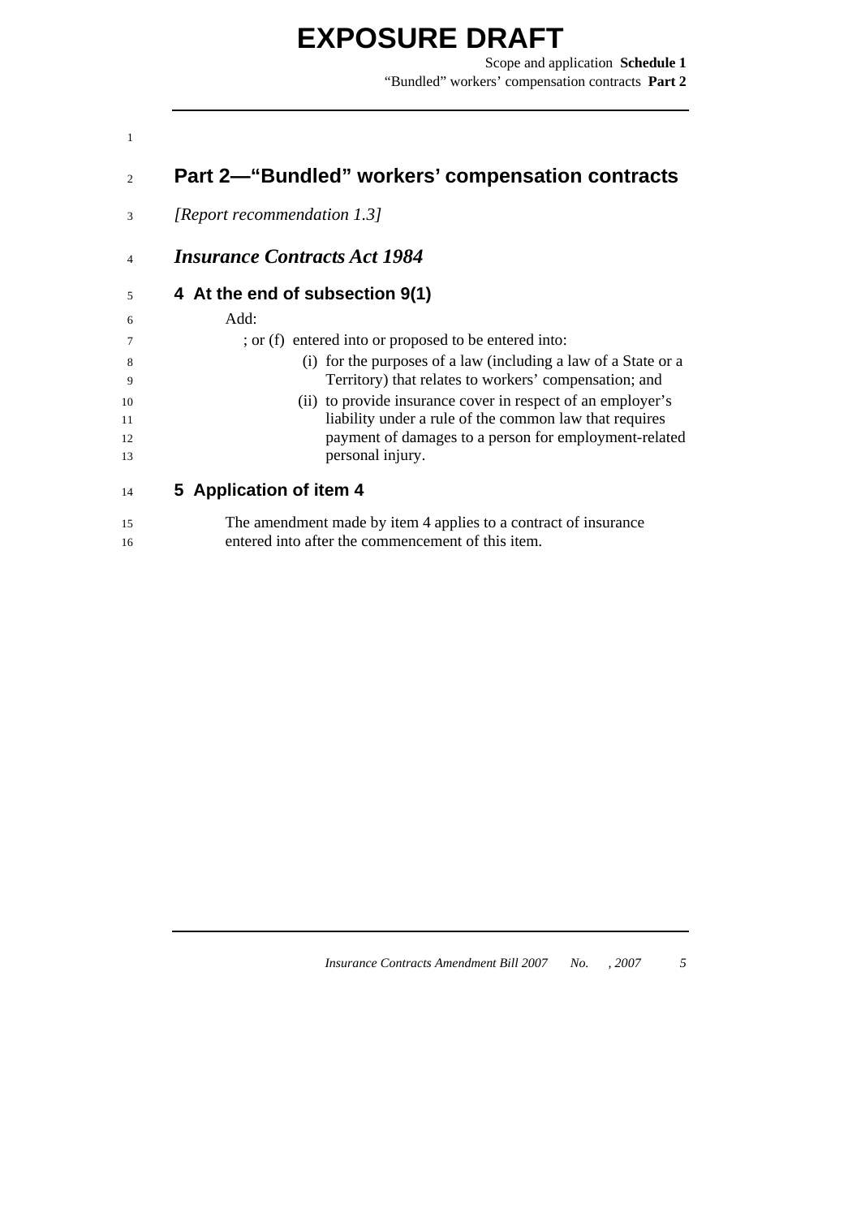## Part 2—"Bundled" workers' compensation contracts

*[Report recommendation 1.3]*

### *Insurance Contracts Act 1984*

#### 4 At the end of subsection 9(1)

Add:

; or (f) entered into or proposed to be entered into:

(i) for the purposes of a law (including a law of a State or a Territory) that relates to workers' compensation; and

(ii) to provide insurance cover in respect of an employer's liability under a rule of the common law that requires payment of damages to a person for employment-related personal injury.

#### 5 Application of item 4

The amendment made by item 4 applies to a contract of insurance entered into after the commencement of this item.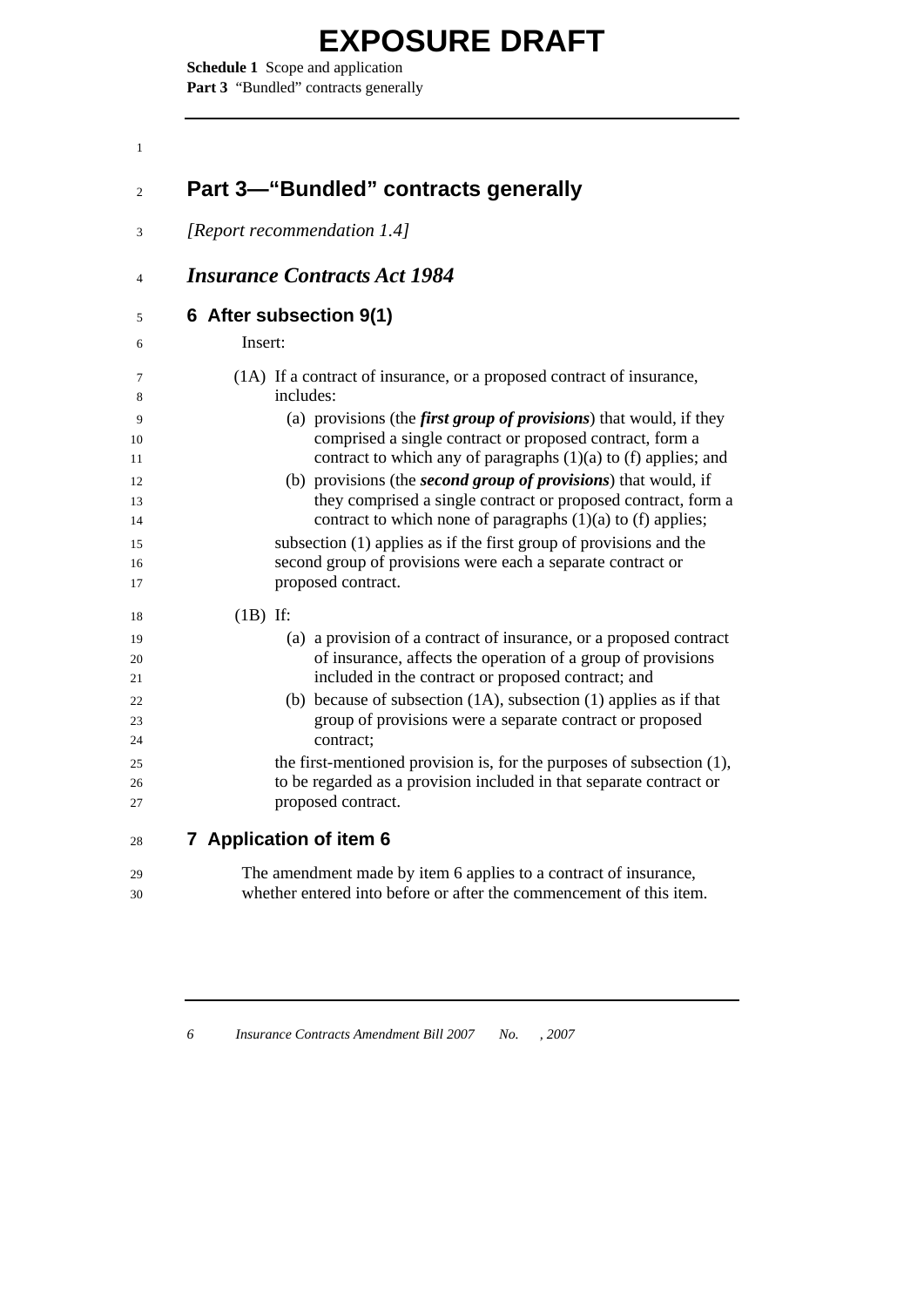# Part 3—"Bundled" contracts generally

*[Report recommendation 1.4]*

## *Insurance Contracts Act 1984*

### 6 After subsection 9(1)

Insert:

(1A) If a contract of insurance, or a proposed contract of insurance, includes:

(a) provisions (the ***first group of provisions***) that would, if they comprised a single contract or proposed contract, form a contract to which any of paragraphs (1)(a) to (f) applies; and

(b) provisions (the ***second group of provisions***) that would, if they comprised a single contract or proposed contract, form a contract to which none of paragraphs (1)(a) to (f) applies;

subsection (1) applies as if the first group of provisions and the second group of provisions were each a separate contract or proposed contract.

(1B) If:

(a) a provision of a contract of insurance, or a proposed contract of insurance, affects the operation of a group of provisions included in the contract or proposed contract; and

(b) because of subsection (1A), subsection (1) applies as if that group of provisions were a separate contract or proposed contract;

the first-mentioned provision is, for the purposes of subsection (1), to be regarded as a provision included in that separate contract or proposed contract.

### 7 Application of item 6

The amendment made by item 6 applies to a contract of insurance, whether entered into before or after the commencement of this item.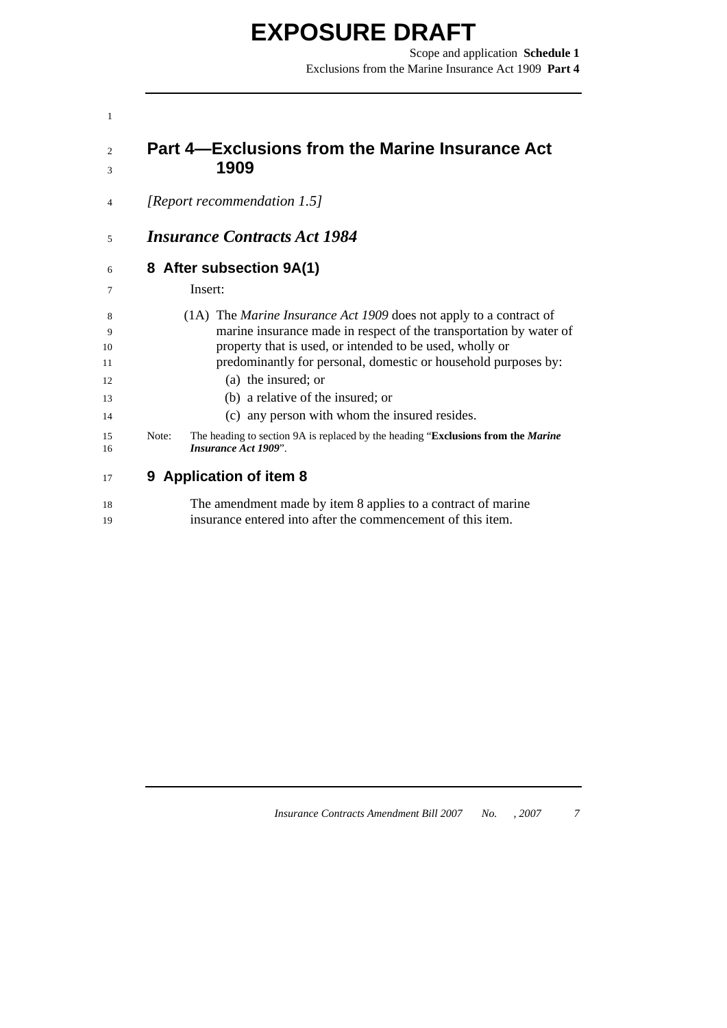# Part 4—Exclusions from the Marine Insurance Act 1909

*[Report recommendation 1.5]*

## *Insurance Contracts Act 1984*

### 8 After subsection 9A(1)

Insert:

(1A) The *Marine Insurance Act 1909* does not apply to a contract of marine insurance made in respect of the transportation by water of property that is used, or intended to be used, wholly or predominantly for personal, domestic or household purposes by:

(a) the insured; or

(b) a relative of the insured; or

(c) any person with whom the insured resides.

Note: The heading to section 9A is replaced by the heading "**Exclusions from the *Marine Insurance Act 1909***".

### 9 Application of item 8

The amendment made by item 8 applies to a contract of marine insurance entered into after the commencement of this item.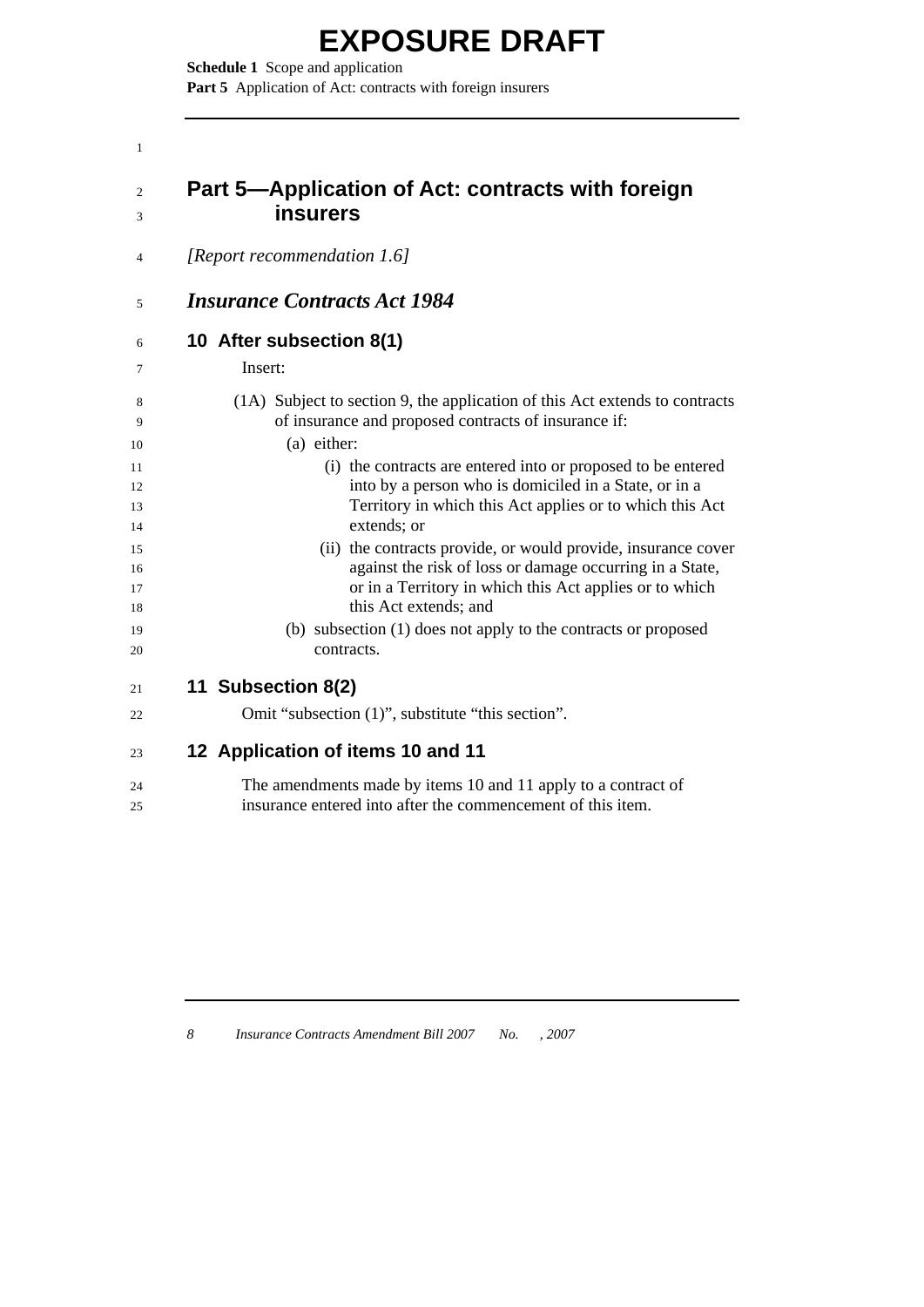## Part 5—Application of Act: contracts with foreign insurers

*[Report recommendation 1.6]*

### *Insurance Contracts Act 1984*

#### 10 After subsection 8(1)

Insert:

(1A) Subject to section 9, the application of this Act extends to contracts of insurance and proposed contracts of insurance if:

(a) either:

(i) the contracts are entered into or proposed to be entered into by a person who is domiciled in a State, or in a Territory in which this Act applies or to which this Act extends; or

(ii) the contracts provide, or would provide, insurance cover against the risk of loss or damage occurring in a State, or in a Territory in which this Act applies or to which this Act extends; and

(b) subsection (1) does not apply to the contracts or proposed contracts.

#### 11 Subsection 8(2)

Omit "subsection (1)", substitute "this section".

#### 12 Application of items 10 and 11

The amendments made by items 10 and 11 apply to a contract of insurance entered into after the commencement of this item.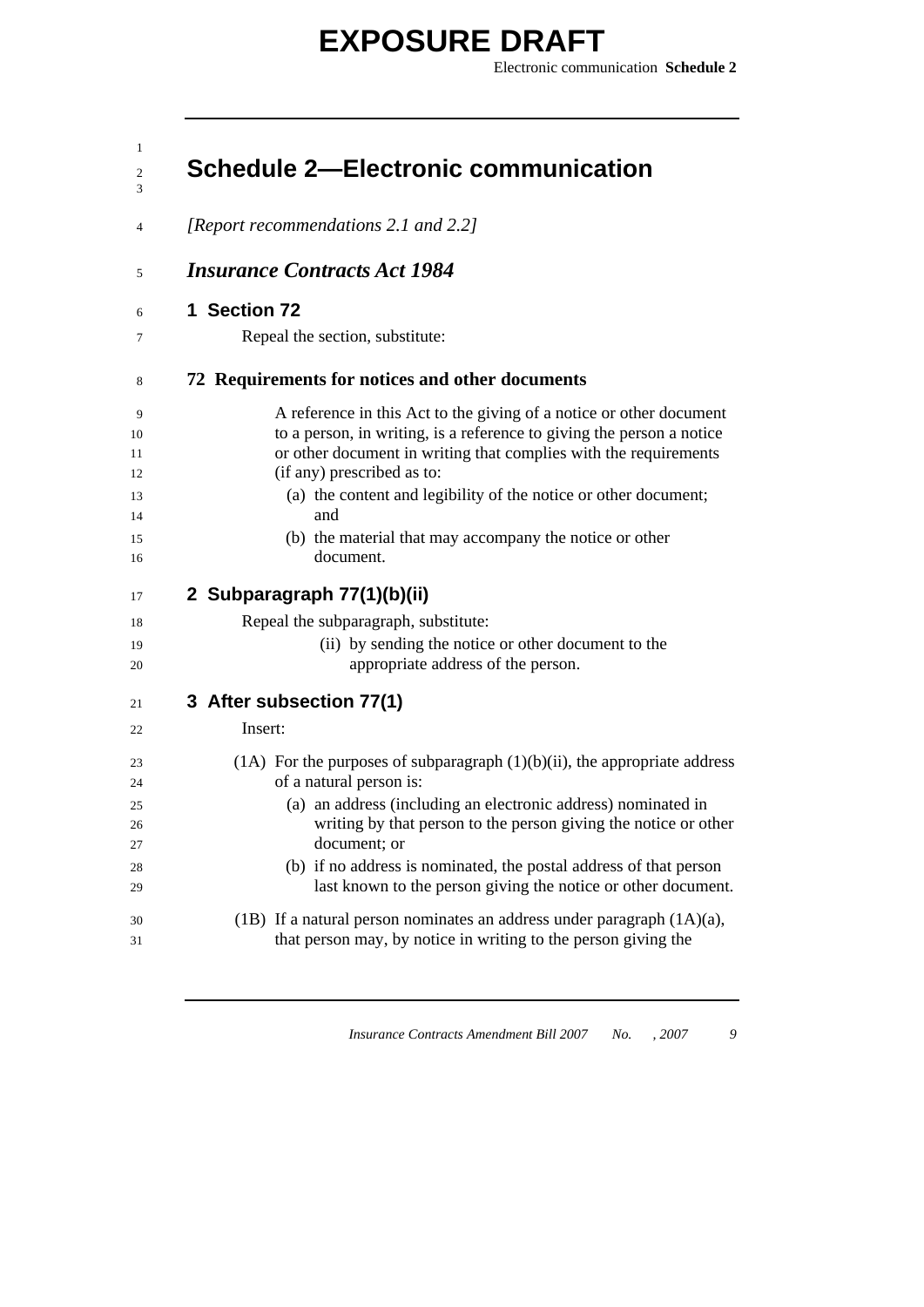# Schedule 2—Electronic communication

*[Report recommendations 2.1 and 2.2]*

## *Insurance Contracts Act 1984*

### 1 Section 72

Repeal the section, substitute:

#### 72 Requirements for notices and other documents

A reference in this Act to the giving of a notice or other document to a person, in writing, is a reference to giving the person a notice or other document in writing that complies with the requirements (if any) prescribed as to:

(a) the content and legibility of the notice or other document; and

(b) the material that may accompany the notice or other document.

### 2 Subparagraph 77(1)(b)(ii)

Repeal the subparagraph, substitute:

(ii) by sending the notice or other document to the appropriate address of the person.

### 3 After subsection 77(1)

Insert:

(1A) For the purposes of subparagraph (1)(b)(ii), the appropriate address of a natural person is:

(a) an address (including an electronic address) nominated in writing by that person to the person giving the notice or other document; or

(b) if no address is nominated, the postal address of that person last known to the person giving the notice or other document.

(1B) If a natural person nominates an address under paragraph (1A)(a), that person may, by notice in writing to the person giving the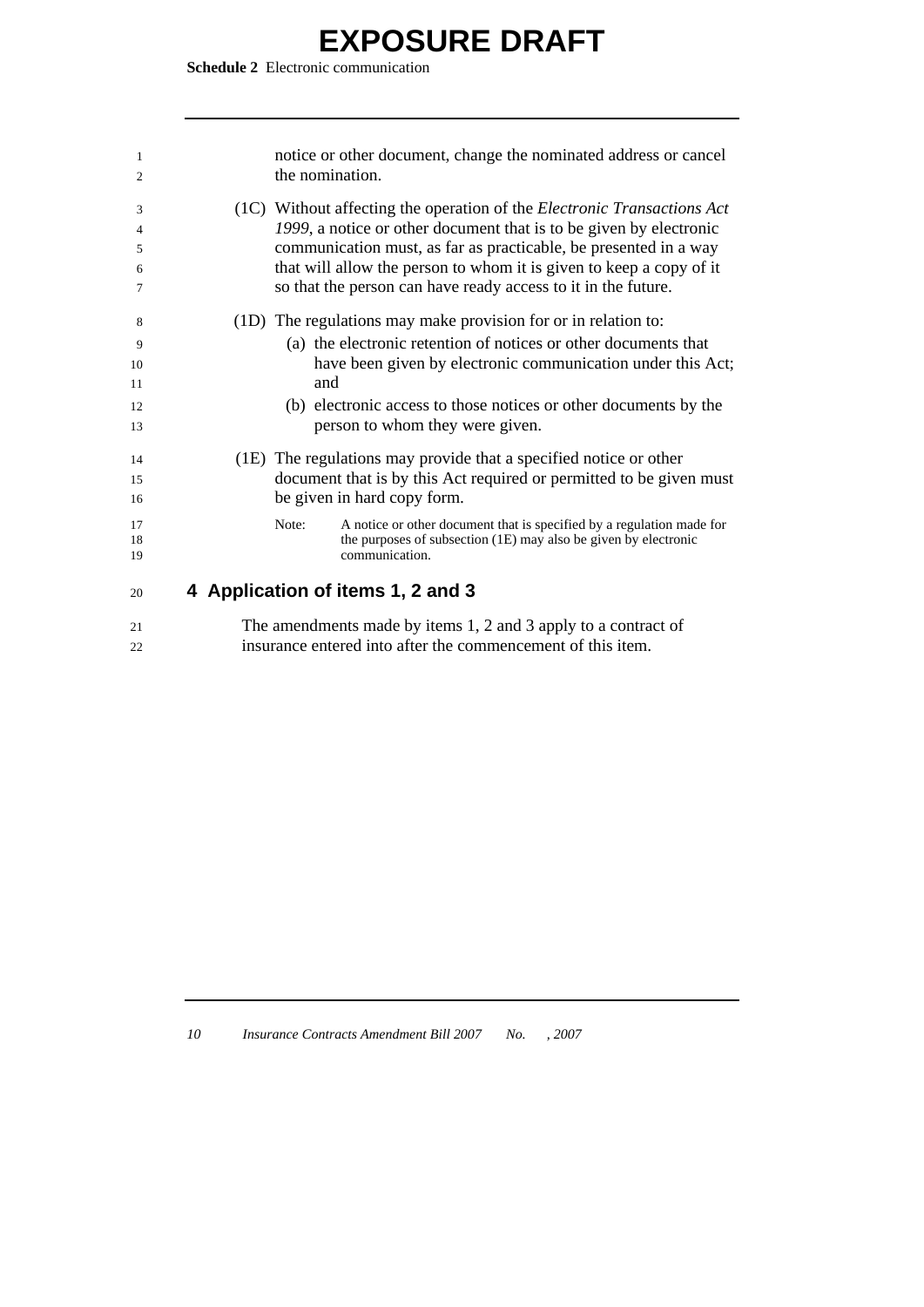notice or other document, change the nominated address or cancel the nomination.

(1C) Without affecting the operation of the *Electronic Transactions Act 1999*, a notice or other document that is to be given by electronic communication must, as far as practicable, be presented in a way that will allow the person to whom it is given to keep a copy of it so that the person can have ready access to it in the future.

(1D) The regulations may make provision for or in relation to:

(a) the electronic retention of notices or other documents that have been given by electronic communication under this Act; and

(b) electronic access to those notices or other documents by the person to whom they were given.

(1E) The regulations may provide that a specified notice or other document that is by this Act required or permitted to be given must be given in hard copy form.

Note: A notice or other document that is specified by a regulation made for the purposes of subsection (1E) may also be given by electronic communication.

## 4 Application of items 1, 2 and 3

The amendments made by items 1, 2 and 3 apply to a contract of insurance entered into after the commencement of this item.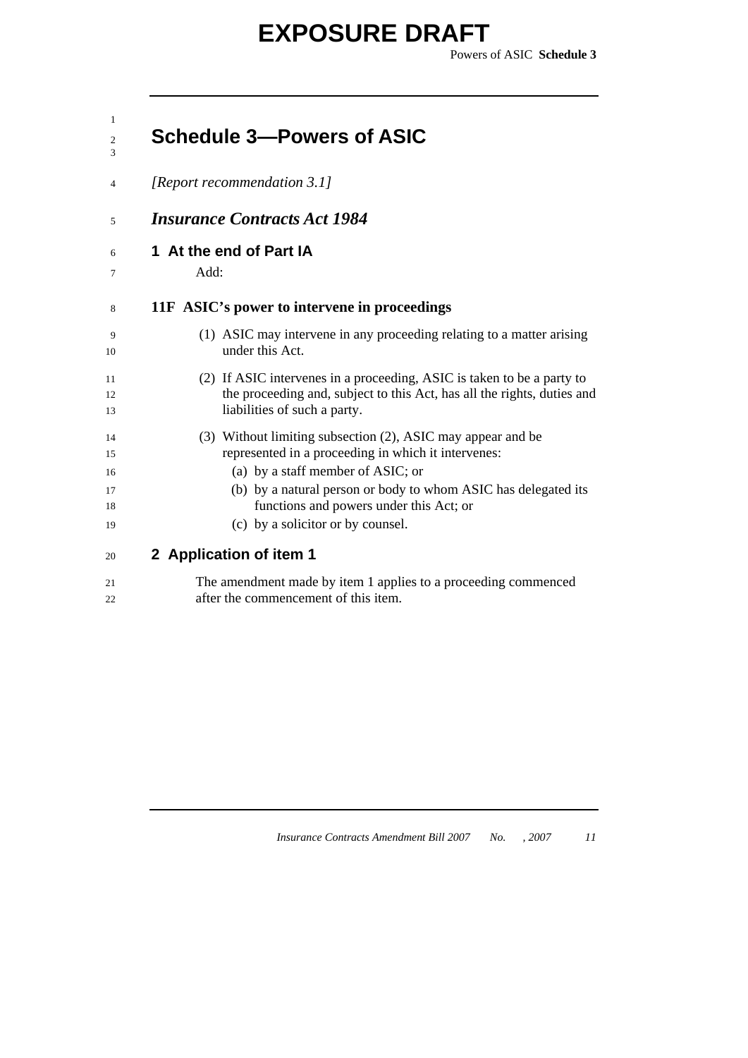# Schedule 3—Powers of ASIC

*[Report recommendation 3.1]*

## *Insurance Contracts Act 1984*

### 1 At the end of Part IA

Add:

**11F ASIC's power to intervene in proceedings**

(1) ASIC may intervene in any proceeding relating to a matter arising under this Act.

(2) If ASIC intervenes in a proceeding, ASIC is taken to be a party to the proceeding and, subject to this Act, has all the rights, duties and liabilities of such a party.

(3) Without limiting subsection (2), ASIC may appear and be represented in a proceeding in which it intervenes:

(a) by a staff member of ASIC; or

(b) by a natural person or body to whom ASIC has delegated its functions and powers under this Act; or

(c) by a solicitor or by counsel.

### 2 Application of item 1

The amendment made by item 1 applies to a proceeding commenced after the commencement of this item.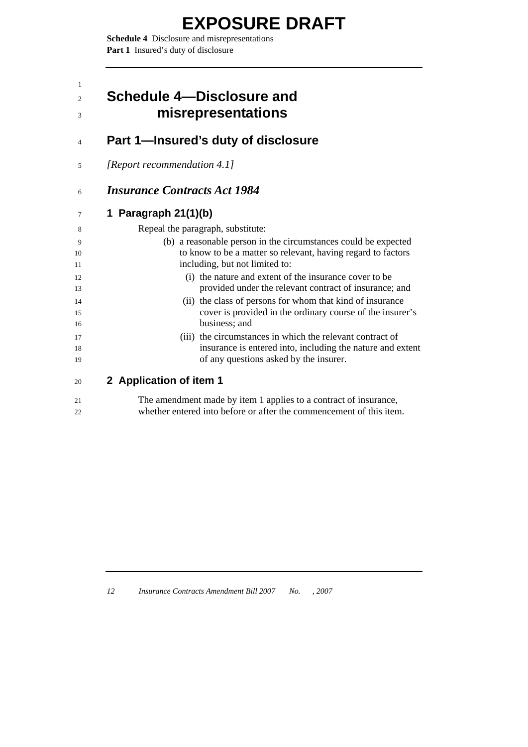# EXPOSURE DRAFT

# Schedule 4—Disclosure and misrepresentations

## Part 1—Insured's duty of disclosure

*[Report recommendation 4.1]*

### *Insurance Contracts Act 1984*

#### 1 Paragraph 21(1)(b)

Repeal the paragraph, substitute:

(b) a reasonable person in the circumstances could be expected to know to be a matter so relevant, having regard to factors including, but not limited to:

(i) the nature and extent of the insurance cover to be provided under the relevant contract of insurance; and

(ii) the class of persons for whom that kind of insurance cover is provided in the ordinary course of the insurer's business; and

(iii) the circumstances in which the relevant contract of insurance is entered into, including the nature and extent of any questions asked by the insurer.

#### 2 Application of item 1

The amendment made by item 1 applies to a contract of insurance, whether entered into before or after the commencement of this item.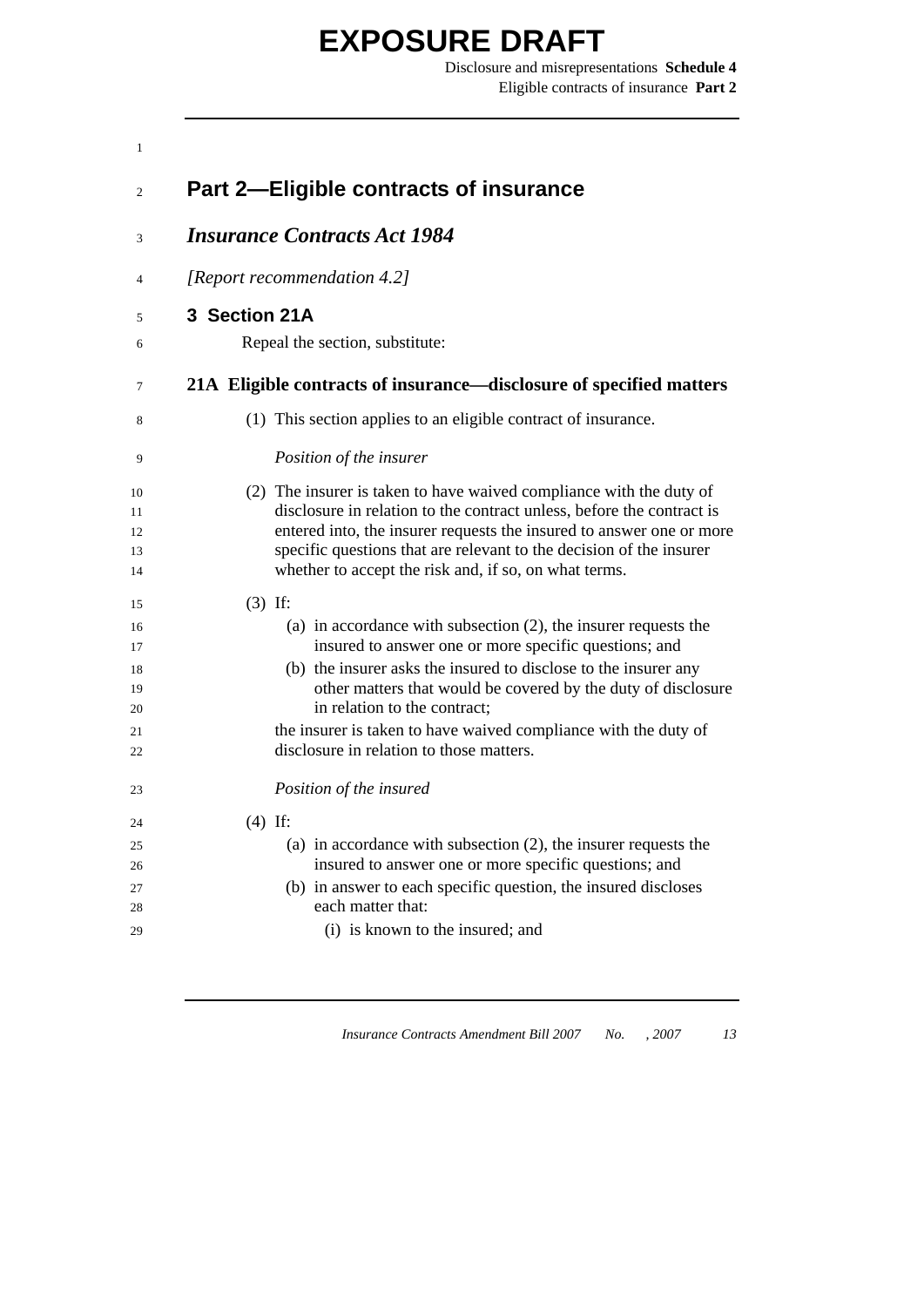# EXPOSURE DRAFT

## Part 2—Eligible contracts of insurance

### *Insurance Contracts Act 1984*

*[Report recommendation 4.2]*

### 3 Section 21A

Repeal the section, substitute:

### 21A Eligible contracts of insurance—disclosure of specified matters

(1) This section applies to an eligible contract of insurance.

*Position of the insurer*

(2) The insurer is taken to have waived compliance with the duty of disclosure in relation to the contract unless, before the contract is entered into, the insurer requests the insured to answer one or more specific questions that are relevant to the decision of the insurer whether to accept the risk and, if so, on what terms.

(3) If:

- (a) in accordance with subsection (2), the insurer requests the insured to answer one or more specific questions; and
- (b) the insurer asks the insured to disclose to the insurer any other matters that would be covered by the duty of disclosure in relation to the contract;

the insurer is taken to have waived compliance with the duty of disclosure in relation to those matters.

*Position of the insured*

(4) If:

- (a) in accordance with subsection (2), the insurer requests the insured to answer one or more specific questions; and
- (b) in answer to each specific question, the insured discloses each matter that:
  - (i) is known to the insured; and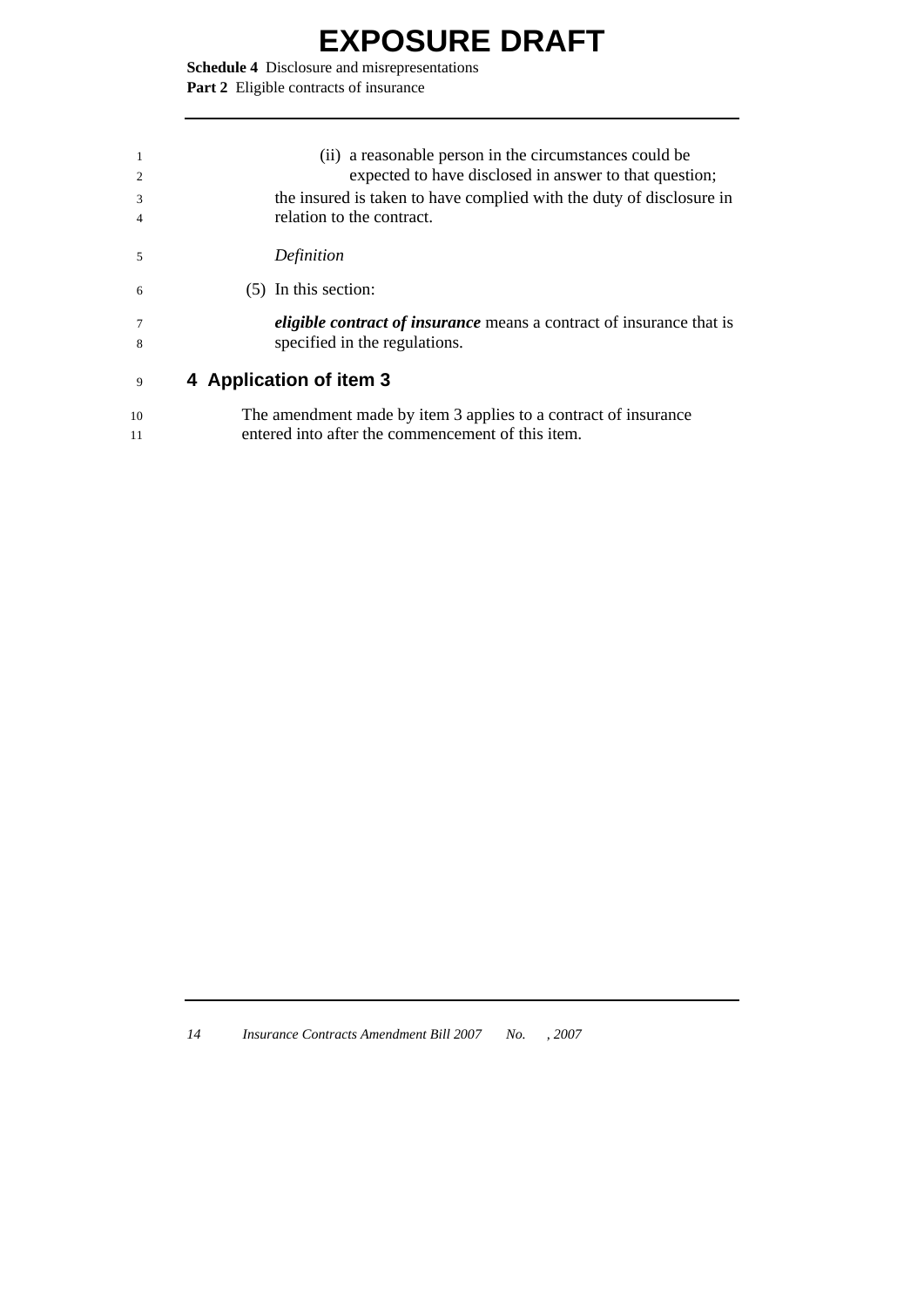(ii) a reasonable person in the circumstances could be expected to have disclosed in answer to that question;

the insured is taken to have complied with the duty of disclosure in relation to the contract.

*Definition*

(5) In this section:

***eligible contract of insurance*** means a contract of insurance that is specified in the regulations.

## 4 Application of item 3

The amendment made by item 3 applies to a contract of insurance entered into after the commencement of this item.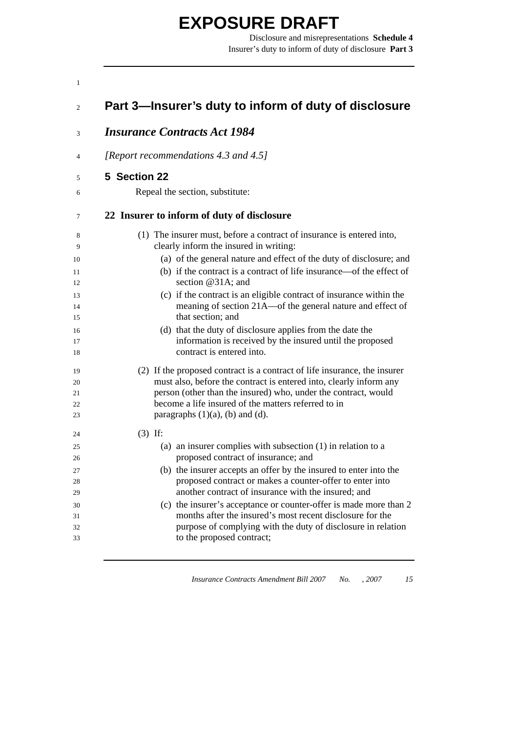# EXPOSURE DRAFT

## Part 3—Insurer's duty to inform of duty of disclosure

### *Insurance Contracts Act 1984*

*[Report recommendations 4.3 and 4.5]*

### 5 Section 22

Repeal the section, substitute:

**22 Insurer to inform of duty of disclosure**

(1) The insurer must, before a contract of insurance is entered into, clearly inform the insured in writing:

(a) of the general nature and effect of the duty of disclosure; and

(b) if the contract is a contract of life insurance—of the effect of section @31A; and

(c) if the contract is an eligible contract of insurance within the meaning of section 21A—of the general nature and effect of that section; and

(d) that the duty of disclosure applies from the date the information is received by the insured until the proposed contract is entered into.

(2) If the proposed contract is a contract of life insurance, the insurer must also, before the contract is entered into, clearly inform any person (other than the insured) who, under the contract, would become a life insured of the matters referred to in paragraphs (1)(a), (b) and (d).

(3) If:

(a) an insurer complies with subsection (1) in relation to a proposed contract of insurance; and

(b) the insurer accepts an offer by the insured to enter into the proposed contract or makes a counter-offer to enter into another contract of insurance with the insured; and

(c) the insurer's acceptance or counter-offer is made more than 2 months after the insured's most recent disclosure for the purpose of complying with the duty of disclosure in relation to the proposed contract;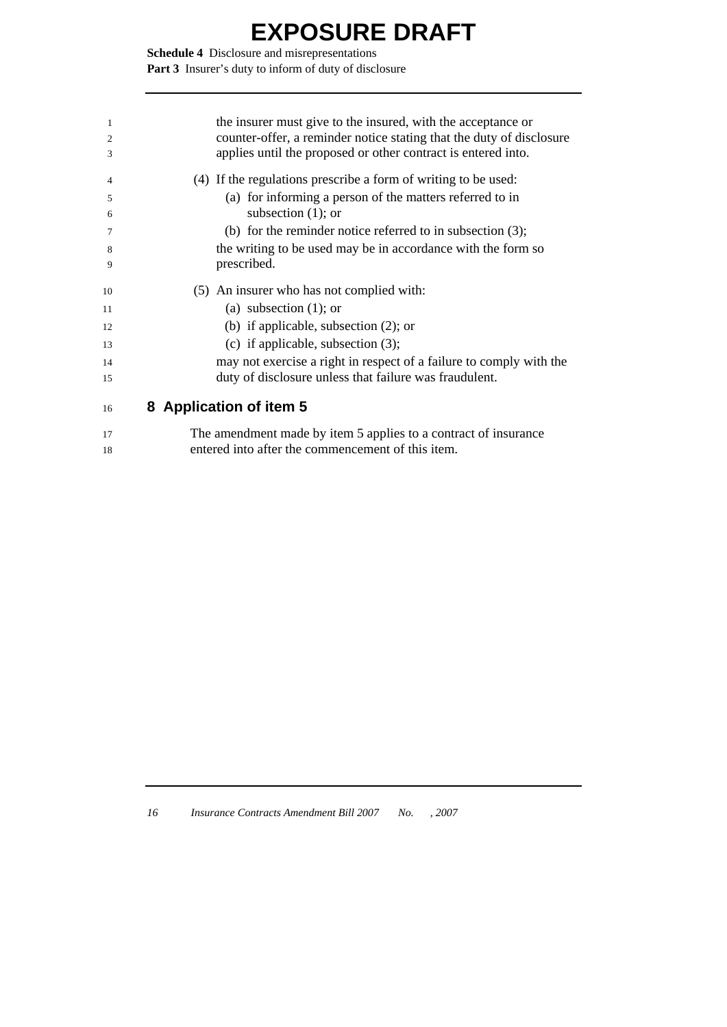the insurer must give to the insured, with the acceptance or counter-offer, a reminder notice stating that the duty of disclosure applies until the proposed or other contract is entered into.

(4) If the regulations prescribe a form of writing to be used:

(a) for informing a person of the matters referred to in subsection (1); or

(b) for the reminder notice referred to in subsection (3);

the writing to be used may be in accordance with the form so prescribed.

(5) An insurer who has not complied with:

(a) subsection (1); or

(b) if applicable, subsection (2); or

(c) if applicable, subsection (3);

may not exercise a right in respect of a failure to comply with the duty of disclosure unless that failure was fraudulent.

## 8 Application of item 5

The amendment made by item 5 applies to a contract of insurance entered into after the commencement of this item.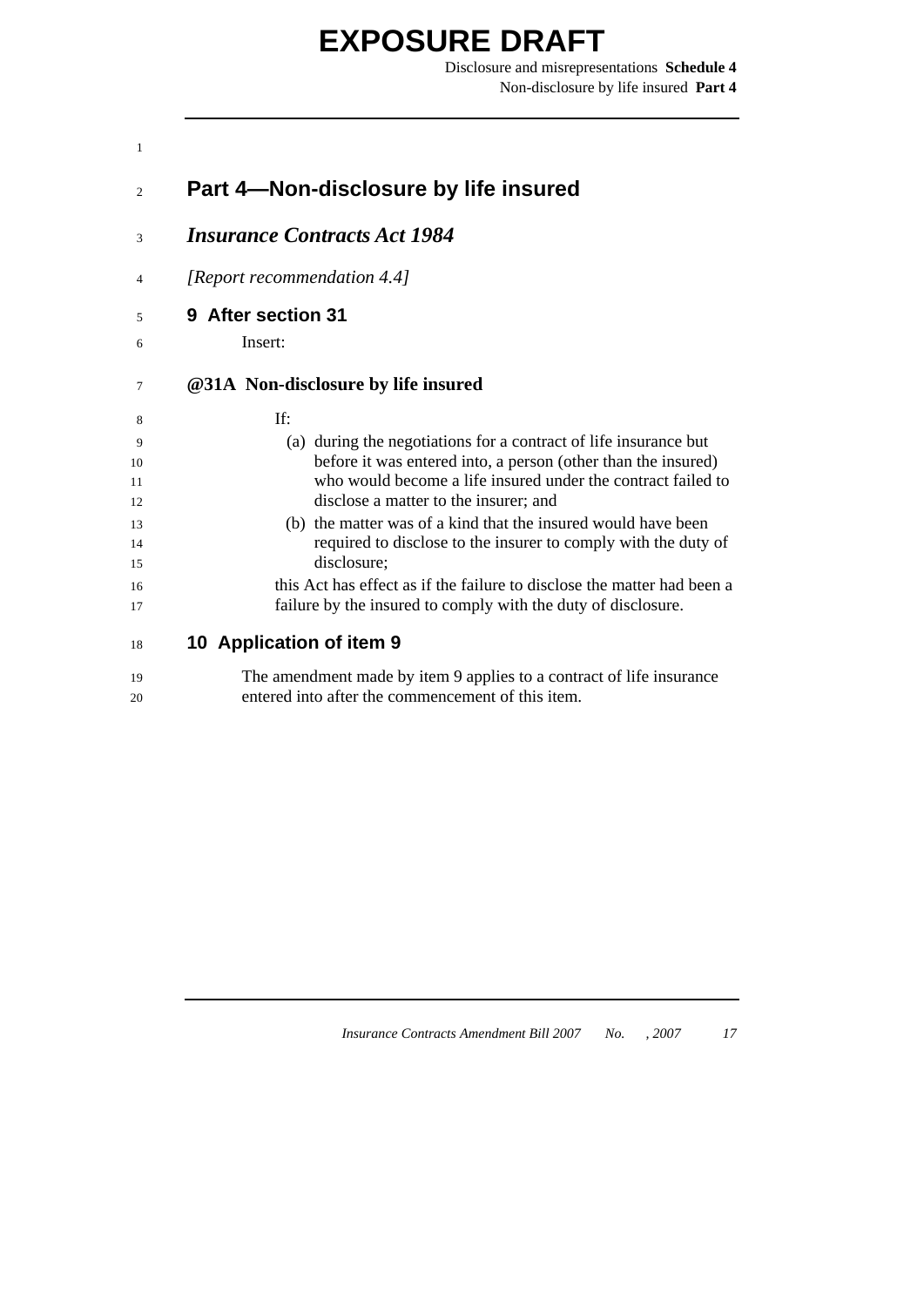# EXPOSURE DRAFT

## Part 4—Non-disclosure by life insured

### *Insurance Contracts Act 1984*

*[Report recommendation 4.4]*

### 9 After section 31

Insert:

**@31A Non-disclosure by life insured**

If:

(a) during the negotiations for a contract of life insurance but before it was entered into, a person (other than the insured) who would become a life insured under the contract failed to disclose a matter to the insurer; and

(b) the matter was of a kind that the insured would have been required to disclose to the insurer to comply with the duty of disclosure;

this Act has effect as if the failure to disclose the matter had been a failure by the insured to comply with the duty of disclosure.

### 10 Application of item 9

The amendment made by item 9 applies to a contract of life insurance entered into after the commencement of this item.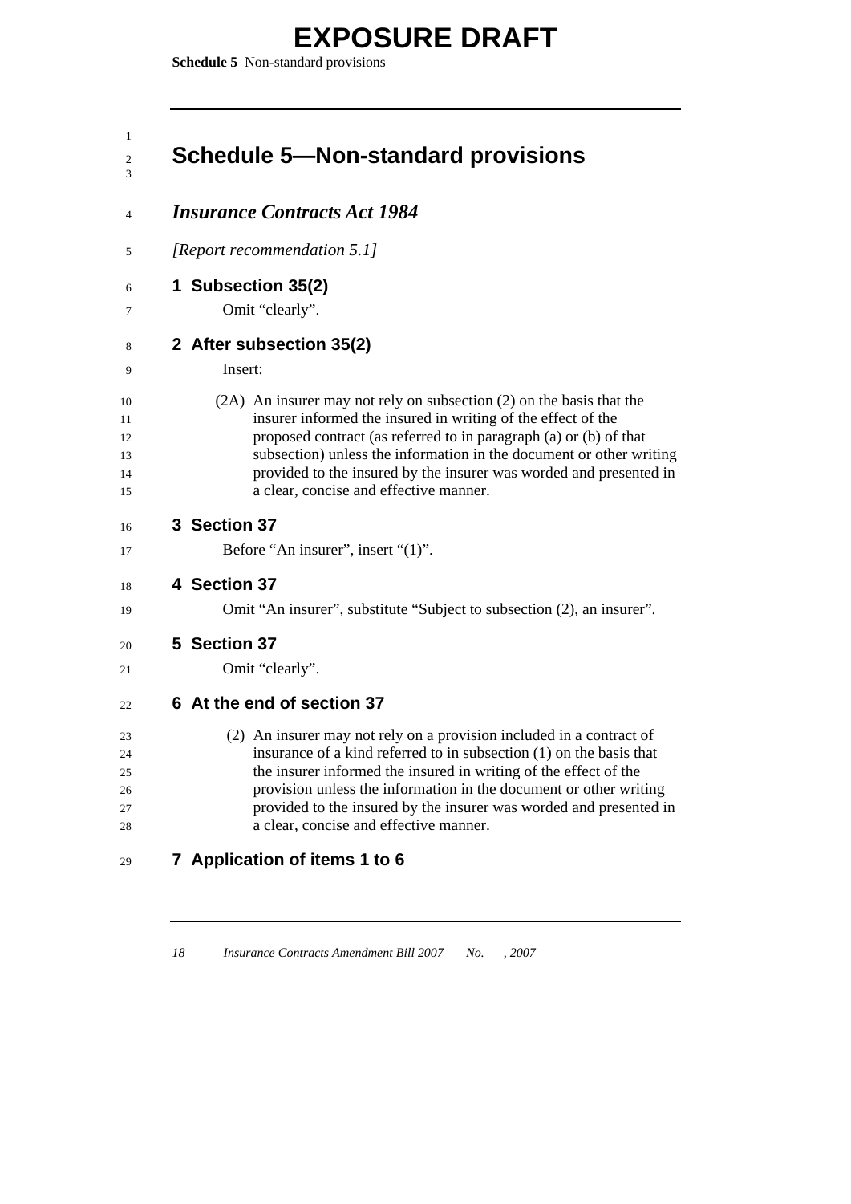# Schedule 5—Non-standard provisions

## *Insurance Contracts Act 1984*

*[Report recommendation 5.1]*

### 1 Subsection 35(2)

Omit "clearly".

### 2 After subsection 35(2)

Insert:

(2A) An insurer may not rely on subsection (2) on the basis that the insurer informed the insured in writing of the effect of the proposed contract (as referred to in paragraph (a) or (b) of that subsection) unless the information in the document or other writing provided to the insured by the insurer was worded and presented in a clear, concise and effective manner.

### 3 Section 37

Before "An insurer", insert "(1)".

### 4 Section 37

Omit "An insurer", substitute "Subject to subsection (2), an insurer".

### 5 Section 37

Omit "clearly".

### 6 At the end of section 37

(2) An insurer may not rely on a provision included in a contract of insurance of a kind referred to in subsection (1) on the basis that the insurer informed the insured in writing of the effect of the provision unless the information in the document or other writing provided to the insured by the insurer was worded and presented in a clear, concise and effective manner.

### 7 Application of items 1 to 6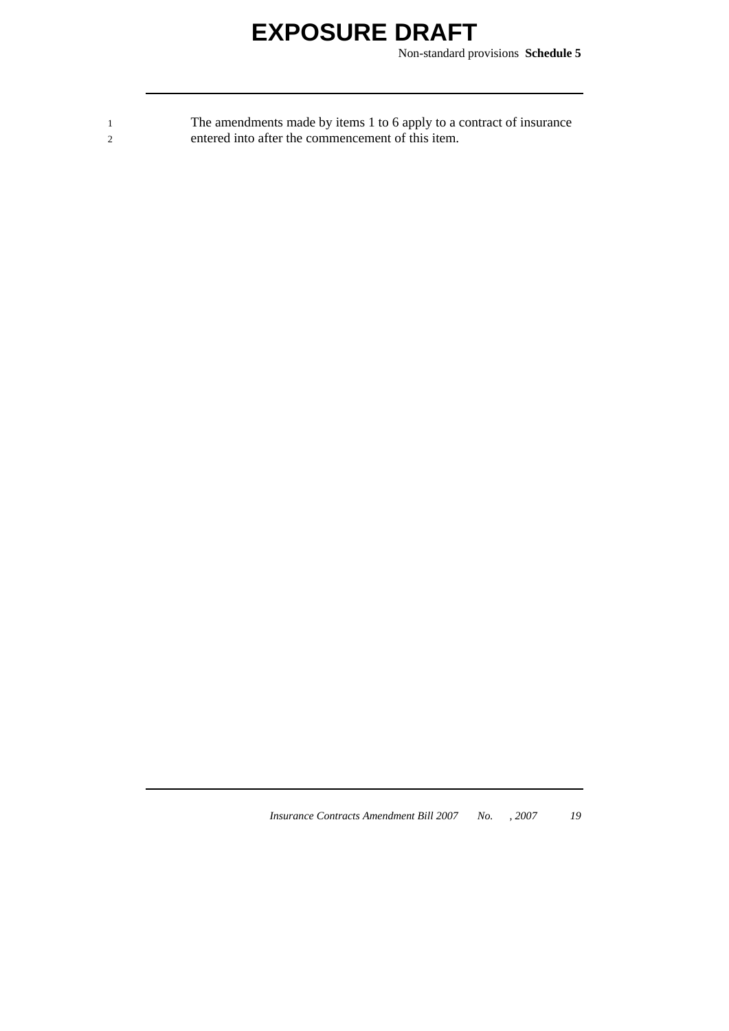The amendments made by items 1 to 6 apply to a contract of insurance entered into after the commencement of this item.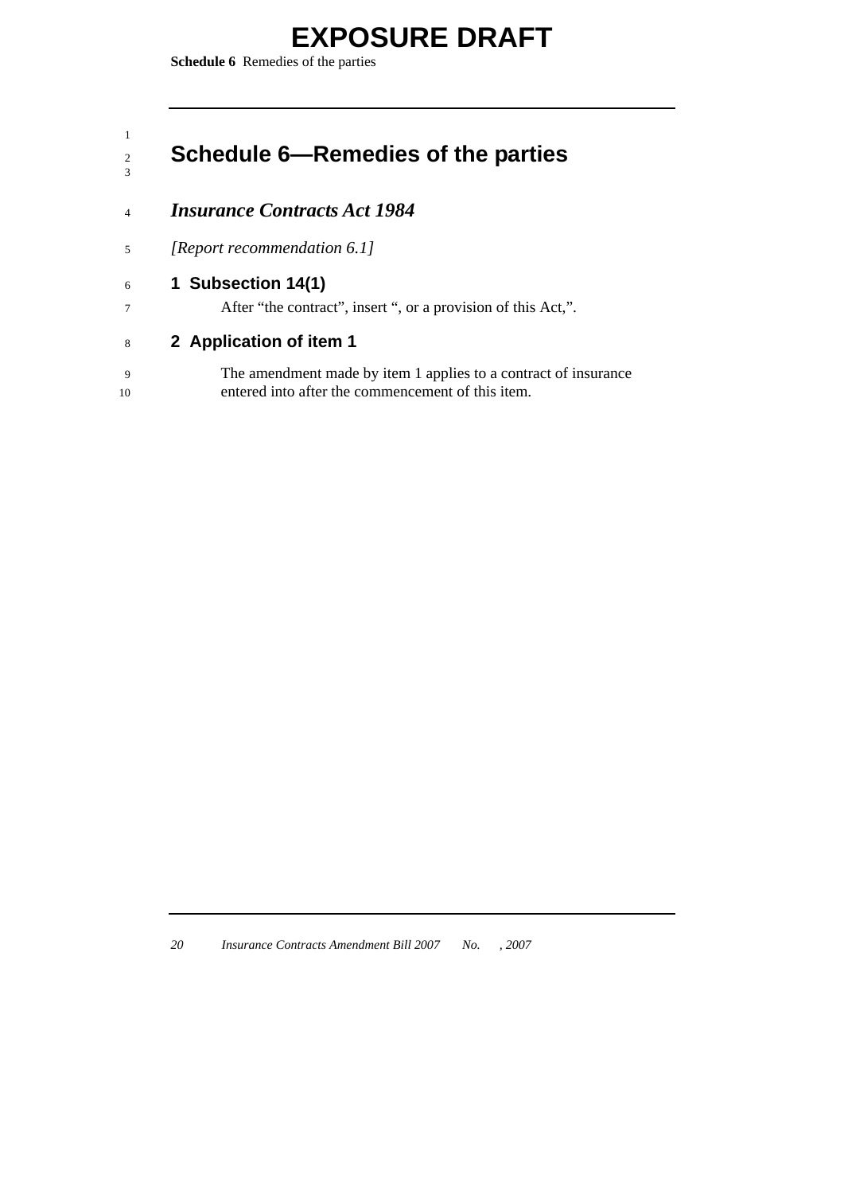# Schedule 6—Remedies of the parties

## *Insurance Contracts Act 1984*

*[Report recommendation 6.1]*

### 1 Subsection 14(1)

After "the contract", insert ", or a provision of this Act,".

### 2 Application of item 1

The amendment made by item 1 applies to a contract of insurance entered into after the commencement of this item.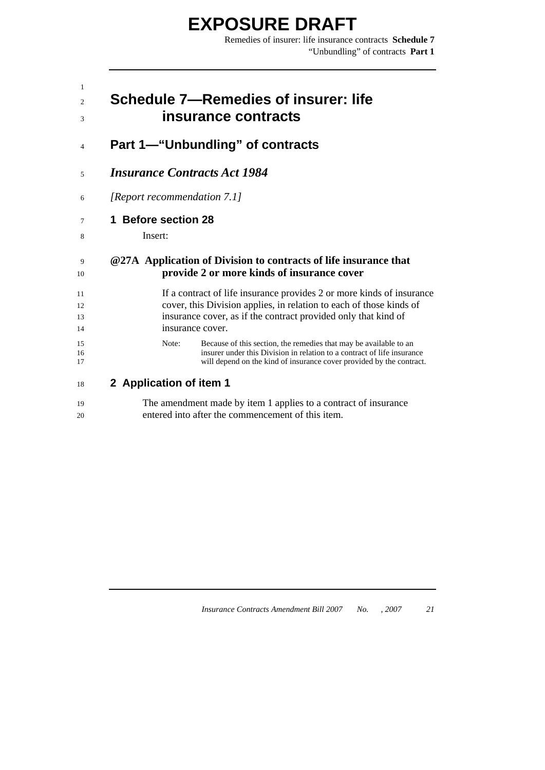# Schedule 7—Remedies of insurer: life insurance contracts

## Part 1—"Unbundling" of contracts

### *Insurance Contracts Act 1984*

*[Report recommendation 7.1]*

#### 1 Before section 28

Insert:

**@27A Application of Division to contracts of life insurance that provide 2 or more kinds of insurance cover**

If a contract of life insurance provides 2 or more kinds of insurance cover, this Division applies, in relation to each of those kinds of insurance cover, as if the contract provided only that kind of insurance cover.

Note: Because of this section, the remedies that may be available to an insurer under this Division in relation to a contract of life insurance will depend on the kind of insurance cover provided by the contract.

#### 2 Application of item 1

The amendment made by item 1 applies to a contract of insurance entered into after the commencement of this item.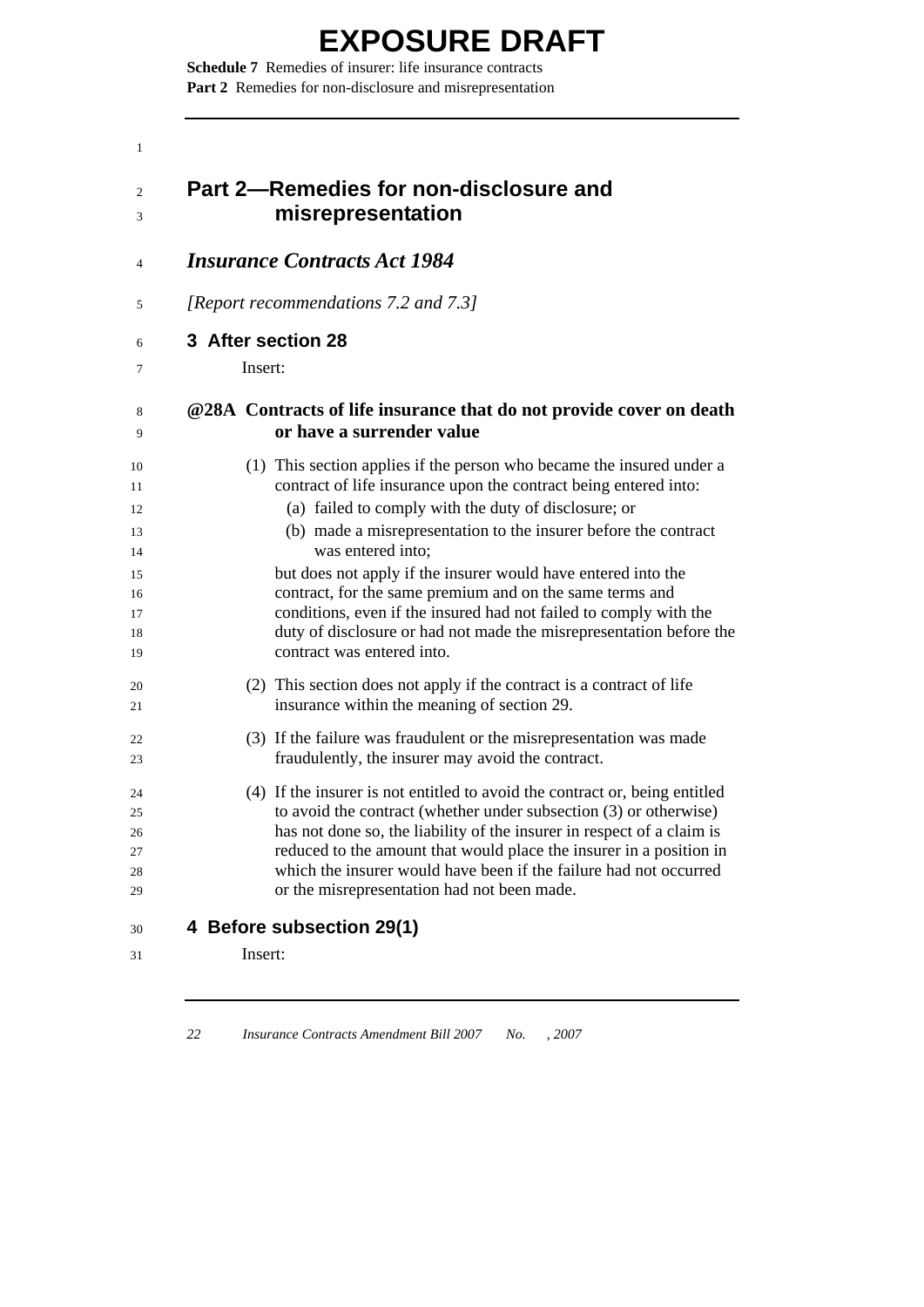# Part 2—Remedies for non-disclosure and misrepresentation

## *Insurance Contracts Act 1984*

*[Report recommendations 7.2 and 7.3]*

### 3 After section 28

Insert:

**@28A Contracts of life insurance that do not provide cover on death or have a surrender value**

(1) This section applies if the person who became the insured under a contract of life insurance upon the contract being entered into:

(a) failed to comply with the duty of disclosure; or

(b) made a misrepresentation to the insurer before the contract was entered into;

but does not apply if the insurer would have entered into the contract, for the same premium and on the same terms and conditions, even if the insured had not failed to comply with the duty of disclosure or had not made the misrepresentation before the contract was entered into.

(2) This section does not apply if the contract is a contract of life insurance within the meaning of section 29.

(3) If the failure was fraudulent or the misrepresentation was made fraudulently, the insurer may avoid the contract.

(4) If the insurer is not entitled to avoid the contract or, being entitled to avoid the contract (whether under subsection (3) or otherwise) has not done so, the liability of the insurer in respect of a claim is reduced to the amount that would place the insurer in a position in which the insurer would have been if the failure had not occurred or the misrepresentation had not been made.

### 4 Before subsection 29(1)

Insert: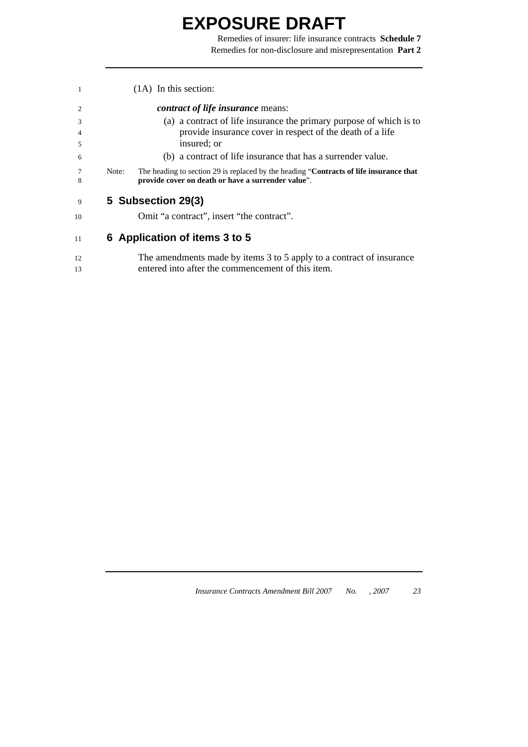(1A) In this section:

***contract of life insurance*** means:

(a) a contract of life insurance the primary purpose of which is to provide insurance cover in respect of the death of a life insured; or

(b) a contract of life insurance that has a surrender value.

Note: The heading to section 29 is replaced by the heading "**Contracts of life insurance that provide cover on death or have a surrender value**".

## 5 Subsection 29(3)

Omit "a contract", insert "the contract".

## 6 Application of items 3 to 5

The amendments made by items 3 to 5 apply to a contract of insurance entered into after the commencement of this item.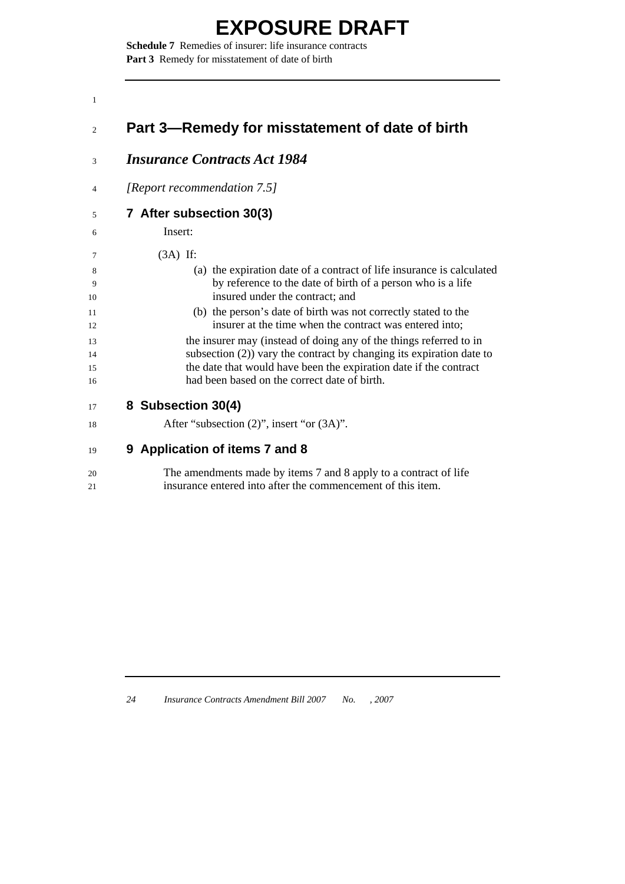# EXPOSURE DRAFT

## Part 3—Remedy for misstatement of date of birth

### *Insurance Contracts Act 1984*

*[Report recommendation 7.5]*

### 7 After subsection 30(3)

Insert:

(3A) If:

(a) the expiration date of a contract of life insurance is calculated by reference to the date of birth of a person who is a life insured under the contract; and

(b) the person's date of birth was not correctly stated to the insurer at the time when the contract was entered into;

the insurer may (instead of doing any of the things referred to in subsection (2)) vary the contract by changing its expiration date to the date that would have been the expiration date if the contract had been based on the correct date of birth.

### 8 Subsection 30(4)

After "subsection (2)", insert "or (3A)".

### 9 Application of items 7 and 8

The amendments made by items 7 and 8 apply to a contract of life insurance entered into after the commencement of this item.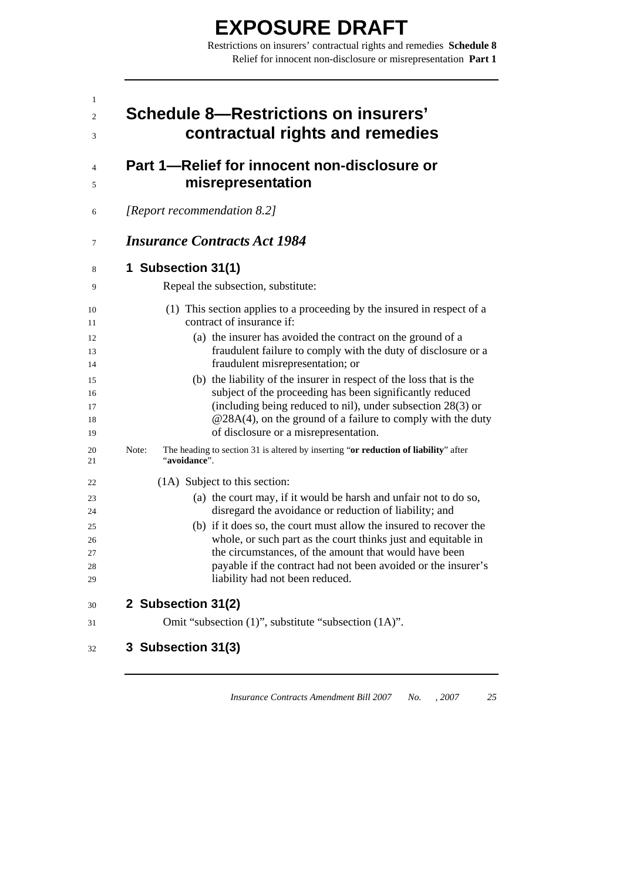# Schedule 8—Restrictions on insurers' contractual rights and remedies

## Part 1—Relief for innocent non-disclosure or misrepresentation

*[Report recommendation 8.2]*

### *Insurance Contracts Act 1984*

#### 1 Subsection 31(1)

Repeal the subsection, substitute:

(1) This section applies to a proceeding by the insured in respect of a contract of insurance if:

(a) the insurer has avoided the contract on the ground of a fraudulent failure to comply with the duty of disclosure or a fraudulent misrepresentation; or

(b) the liability of the insurer in respect of the loss that is the subject of the proceeding has been significantly reduced (including being reduced to nil), under subsection 28(3) or @28A(4), on the ground of a failure to comply with the duty of disclosure or a misrepresentation.

Note: The heading to section 31 is altered by inserting "**or reduction of liability**" after "**avoidance**".

(1A) Subject to this section:

(a) the court may, if it would be harsh and unfair not to do so, disregard the avoidance or reduction of liability; and

(b) if it does so, the court must allow the insured to recover the whole, or such part as the court thinks just and equitable in the circumstances, of the amount that would have been payable if the contract had not been avoided or the insurer's liability had not been reduced.

#### 2 Subsection 31(2)

Omit "subsection (1)", substitute "subsection (1A)".

#### 3 Subsection 31(3)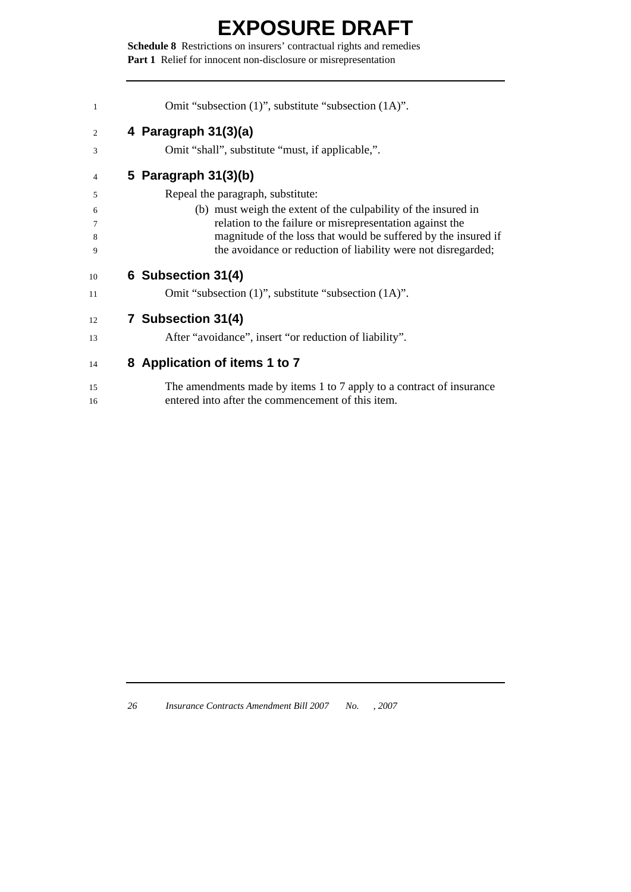Omit "subsection (1)", substitute "subsection (1A)".

## 4 Paragraph 31(3)(a)

Omit "shall", substitute "must, if applicable,".

## 5 Paragraph 31(3)(b)

Repeal the paragraph, substitute:

(b) must weigh the extent of the culpability of the insured in relation to the failure or misrepresentation against the magnitude of the loss that would be suffered by the insured if the avoidance or reduction of liability were not disregarded;

## 6 Subsection 31(4)

Omit "subsection (1)", substitute "subsection (1A)".

## 7 Subsection 31(4)

After "avoidance", insert "or reduction of liability".

## 8 Application of items 1 to 7

The amendments made by items 1 to 7 apply to a contract of insurance entered into after the commencement of this item.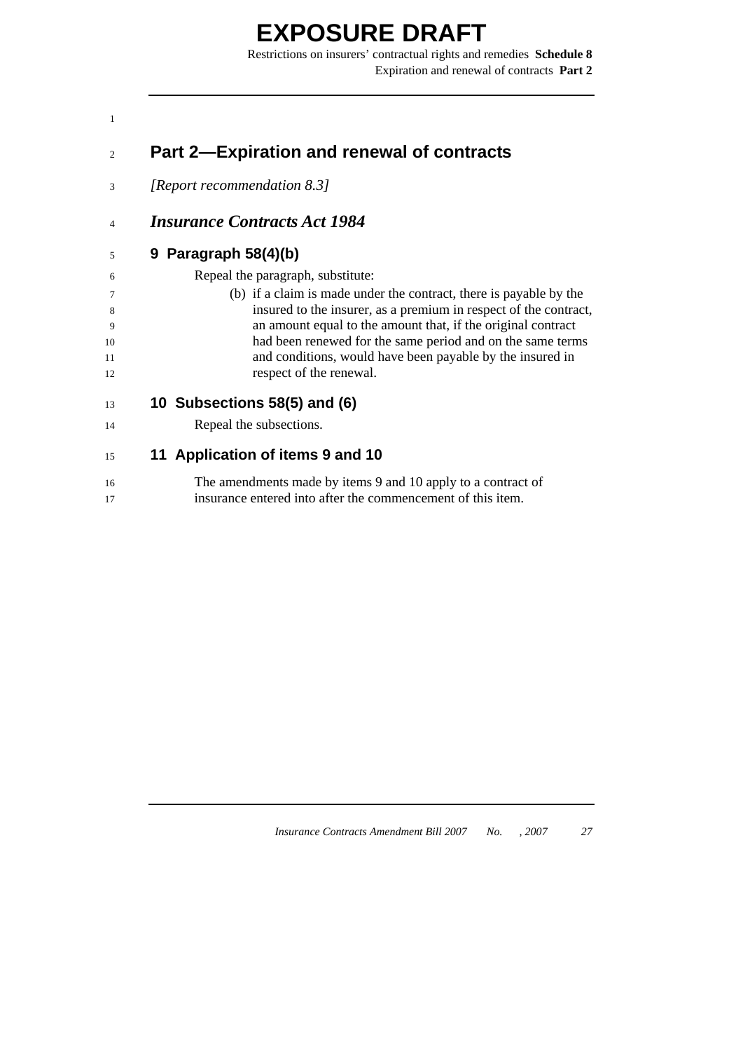# Part 2—Expiration and renewal of contracts

*[Report recommendation 8.3]*

## *Insurance Contracts Act 1984*

### 9 Paragraph 58(4)(b)

Repeal the paragraph, substitute:

(b) if a claim is made under the contract, there is payable by the insured to the insurer, as a premium in respect of the contract, an amount equal to the amount that, if the original contract had been renewed for the same period and on the same terms and conditions, would have been payable by the insured in respect of the renewal.

### 10 Subsections 58(5) and (6)

Repeal the subsections.

### 11 Application of items 9 and 10

The amendments made by items 9 and 10 apply to a contract of insurance entered into after the commencement of this item.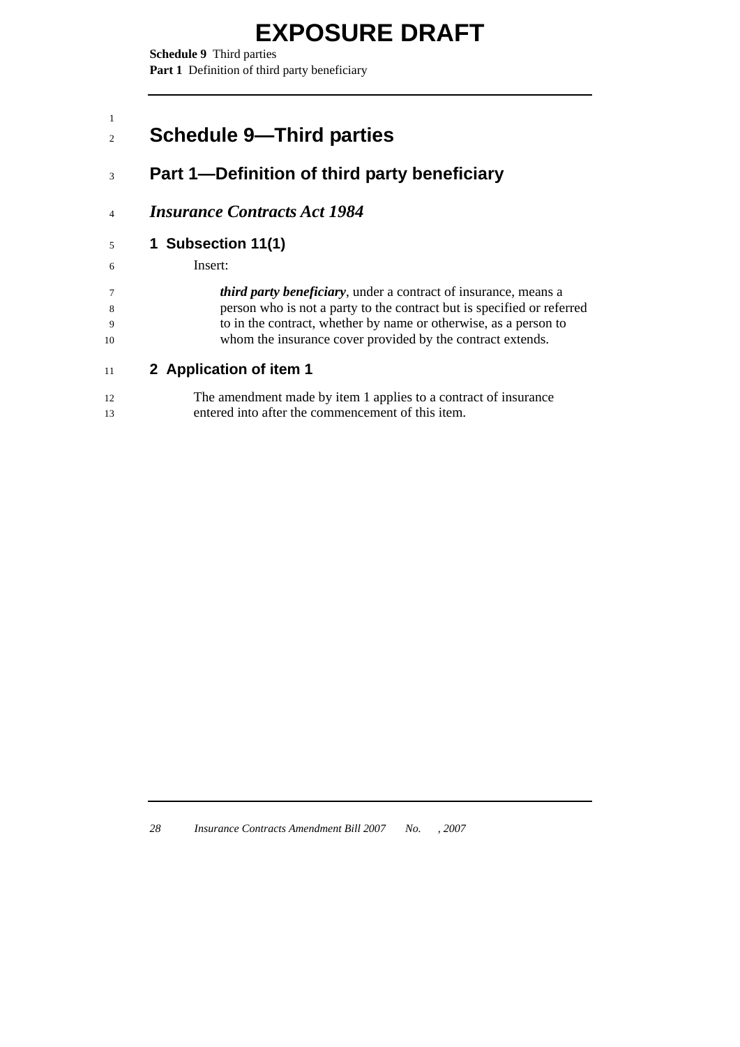# Schedule 9—Third parties

## Part 1—Definition of third party beneficiary

### *Insurance Contracts Act 1984*

#### 1 Subsection 11(1)

Insert:

> ***third party beneficiary***, under a contract of insurance, means a person who is not a party to the contract but is specified or referred to in the contract, whether by name or otherwise, as a person to whom the insurance cover provided by the contract extends.

#### 2 Application of item 1

The amendment made by item 1 applies to a contract of insurance entered into after the commencement of this item.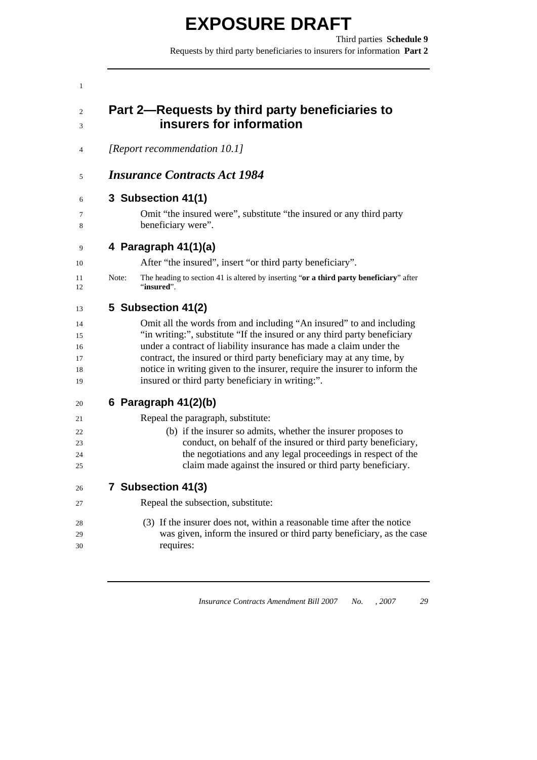# EXPOSURE DRAFT

## Part 2—Requests by third party beneficiaries to insurers for information

*[Report recommendation 10.1]*

### *Insurance Contracts Act 1984*

#### 3 Subsection 41(1)

Omit "the insured were", substitute "the insured or any third party beneficiary were".

#### 4 Paragraph 41(1)(a)

After "the insured", insert "or third party beneficiary".

Note: The heading to section 41 is altered by inserting "**or a third party beneficiary**" after "**insured**".

#### 5 Subsection 41(2)

Omit all the words from and including "An insured" to and including "in writing:", substitute "If the insured or any third party beneficiary under a contract of liability insurance has made a claim under the contract, the insured or third party beneficiary may at any time, by notice in writing given to the insurer, require the insurer to inform the insured or third party beneficiary in writing:".

#### 6 Paragraph 41(2)(b)

Repeal the paragraph, substitute:

(b) if the insurer so admits, whether the insurer proposes to conduct, on behalf of the insured or third party beneficiary, the negotiations and any legal proceedings in respect of the claim made against the insured or third party beneficiary.

#### 7 Subsection 41(3)

Repeal the subsection, substitute:

(3) If the insurer does not, within a reasonable time after the notice was given, inform the insured or third party beneficiary, as the case requires: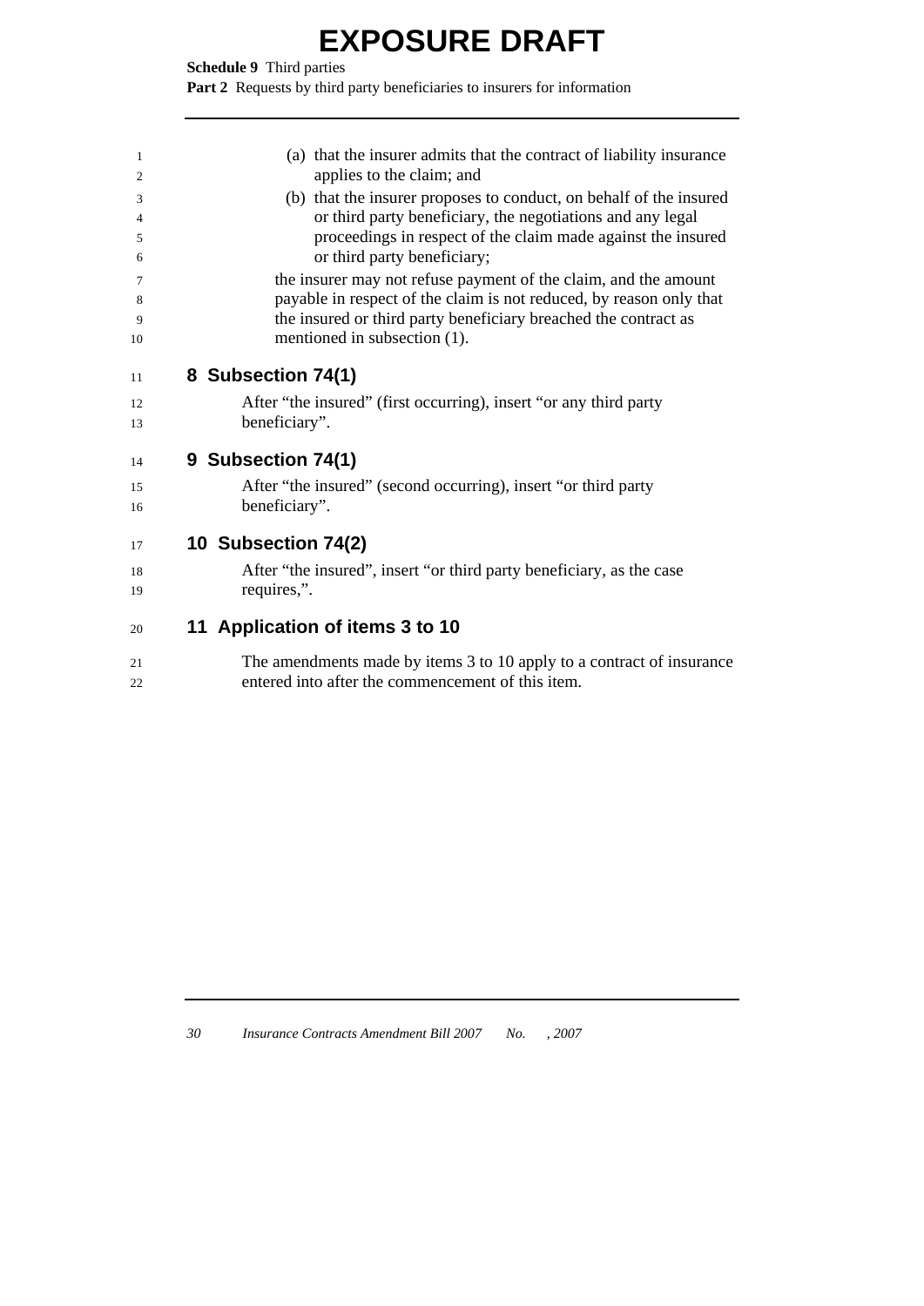(a) that the insurer admits that the contract of liability insurance applies to the claim; and

(b) that the insurer proposes to conduct, on behalf of the insured or third party beneficiary, the negotiations and any legal proceedings in respect of the claim made against the insured or third party beneficiary;

the insurer may not refuse payment of the claim, and the amount payable in respect of the claim is not reduced, by reason only that the insured or third party beneficiary breached the contract as mentioned in subsection (1).

## 8 Subsection 74(1)

After "the insured" (first occurring), insert "or any third party beneficiary".

## 9 Subsection 74(1)

After "the insured" (second occurring), insert "or third party beneficiary".

## 10 Subsection 74(2)

After "the insured", insert "or third party beneficiary, as the case requires,".

## 11 Application of items 3 to 10

The amendments made by items 3 to 10 apply to a contract of insurance entered into after the commencement of this item.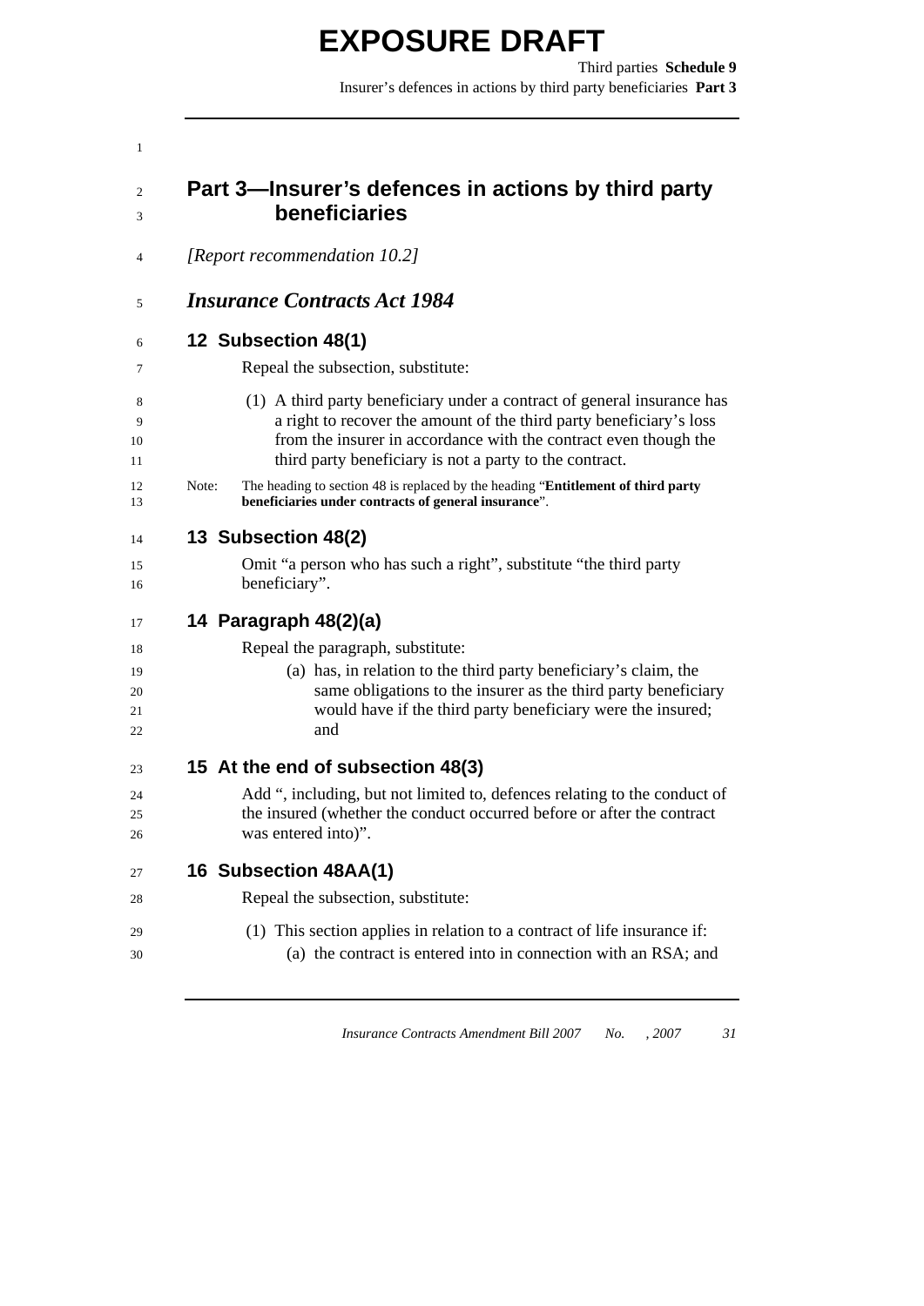# Part 3—Insurer's defences in actions by third party beneficiaries

*[Report recommendation 10.2]*

## *Insurance Contracts Act 1984*

### 12 Subsection 48(1)

Repeal the subsection, substitute:

(1) A third party beneficiary under a contract of general insurance has a right to recover the amount of the third party beneficiary's loss from the insurer in accordance with the contract even though the third party beneficiary is not a party to the contract.

Note: The heading to section 48 is replaced by the heading "**Entitlement of third party beneficiaries under contracts of general insurance**".

### 13 Subsection 48(2)

Omit "a person who has such a right", substitute "the third party beneficiary".

### 14 Paragraph 48(2)(a)

Repeal the paragraph, substitute:

(a) has, in relation to the third party beneficiary's claim, the same obligations to the insurer as the third party beneficiary would have if the third party beneficiary were the insured; and

### 15 At the end of subsection 48(3)

Add ", including, but not limited to, defences relating to the conduct of the insured (whether the conduct occurred before or after the contract was entered into)".

### 16 Subsection 48AA(1)

Repeal the subsection, substitute:

(1) This section applies in relation to a contract of life insurance if:

(a) the contract is entered into in connection with an RSA; and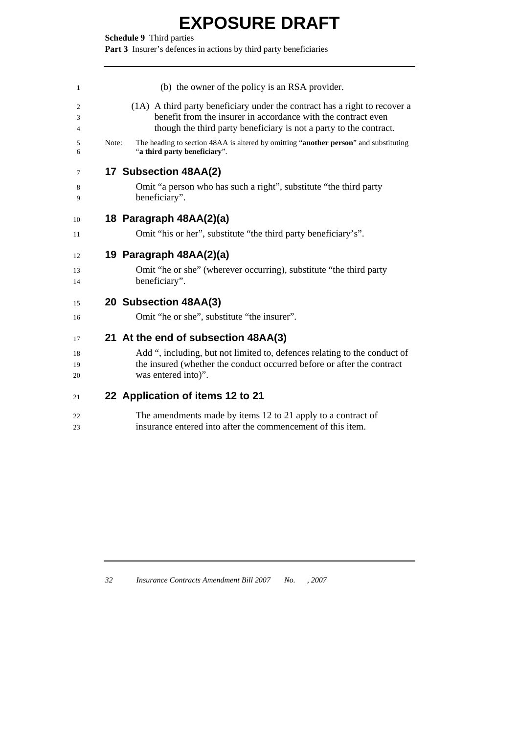(b) the owner of the policy is an RSA provider.

(1A) A third party beneficiary under the contract has a right to recover a benefit from the insurer in accordance with the contract even though the third party beneficiary is not a party to the contract.

Note: The heading to section 48AA is altered by omitting "**another person**" and substituting "**a third party beneficiary**".

## 17 Subsection 48AA(2)

Omit "a person who has such a right", substitute "the third party beneficiary".

## 18 Paragraph 48AA(2)(a)

Omit "his or her", substitute "the third party beneficiary's".

## 19 Paragraph 48AA(2)(a)

Omit "he or she" (wherever occurring), substitute "the third party beneficiary".

## 20 Subsection 48AA(3)

Omit "he or she", substitute "the insurer".

## 21 At the end of subsection 48AA(3)

Add ", including, but not limited to, defences relating to the conduct of the insured (whether the conduct occurred before or after the contract was entered into)".

## 22 Application of items 12 to 21

The amendments made by items 12 to 21 apply to a contract of insurance entered into after the commencement of this item.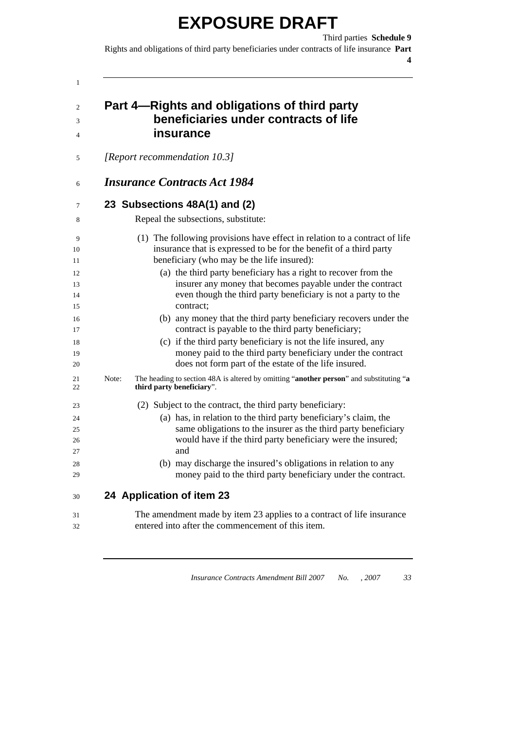# EXPOSURE DRAFT

## Part 4—Rights and obligations of third party beneficiaries under contracts of life insurance

*[Report recommendation 10.3]*

### *Insurance Contracts Act 1984*

#### 23 Subsections 48A(1) and (2)

Repeal the subsections, substitute:

(1) The following provisions have effect in relation to a contract of life insurance that is expressed to be for the benefit of a third party beneficiary (who may be the life insured):

(a) the third party beneficiary has a right to recover from the insurer any money that becomes payable under the contract even though the third party beneficiary is not a party to the contract;

(b) any money that the third party beneficiary recovers under the contract is payable to the third party beneficiary;

(c) if the third party beneficiary is not the life insured, any money paid to the third party beneficiary under the contract does not form part of the estate of the life insured.

Note: The heading to section 48A is altered by omitting "**another person**" and substituting "**a third party beneficiary**".

(2) Subject to the contract, the third party beneficiary:

(a) has, in relation to the third party beneficiary's claim, the same obligations to the insurer as the third party beneficiary would have if the third party beneficiary were the insured; and

(b) may discharge the insured's obligations in relation to any money paid to the third party beneficiary under the contract.

#### 24 Application of item 23

The amendment made by item 23 applies to a contract of life insurance entered into after the commencement of this item.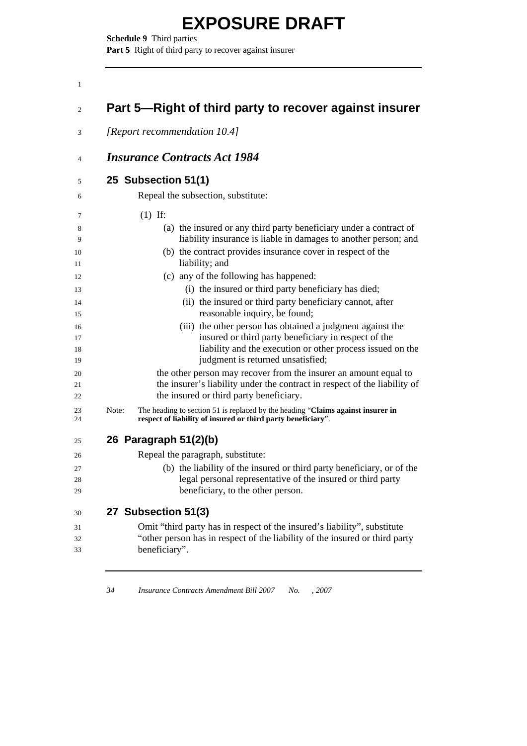# EXPOSURE DRAFT

## Part 5—Right of third party to recover against insurer

*[Report recommendation 10.4]*

### *Insurance Contracts Act 1984*

#### 25 Subsection 51(1)

Repeal the subsection, substitute:

(1) If:

- (a) the insured or any third party beneficiary under a contract of liability insurance is liable in damages to another person; and
- (b) the contract provides insurance cover in respect of the liability; and
- (c) any of the following has happened:
  - (i) the insured or third party beneficiary has died;
  - (ii) the insured or third party beneficiary cannot, after reasonable inquiry, be found;
  - (iii) the other person has obtained a judgment against the insured or third party beneficiary in respect of the liability and the execution or other process issued on the judgment is returned unsatisfied;

the other person may recover from the insurer an amount equal to the insurer's liability under the contract in respect of the liability of the insured or third party beneficiary.

Note: The heading to section 51 is replaced by the heading "**Claims against insurer in respect of liability of insured or third party beneficiary**".

#### 26 Paragraph 51(2)(b)

Repeal the paragraph, substitute:

- (b) the liability of the insured or third party beneficiary, or of the legal personal representative of the insured or third party beneficiary, to the other person.

#### 27 Subsection 51(3)

Omit "third party has in respect of the insured's liability", substitute "other person has in respect of the liability of the insured or third party beneficiary".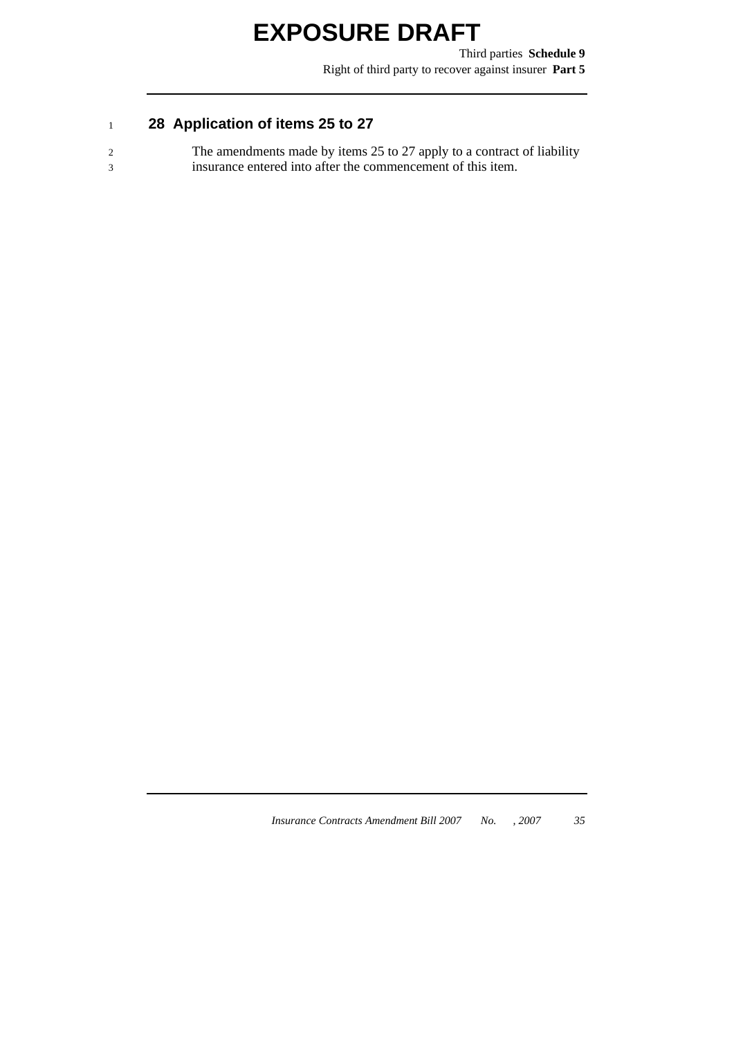## 28 Application of items 25 to 27

The amendments made by items 25 to 27 apply to a contract of liability insurance entered into after the commencement of this item.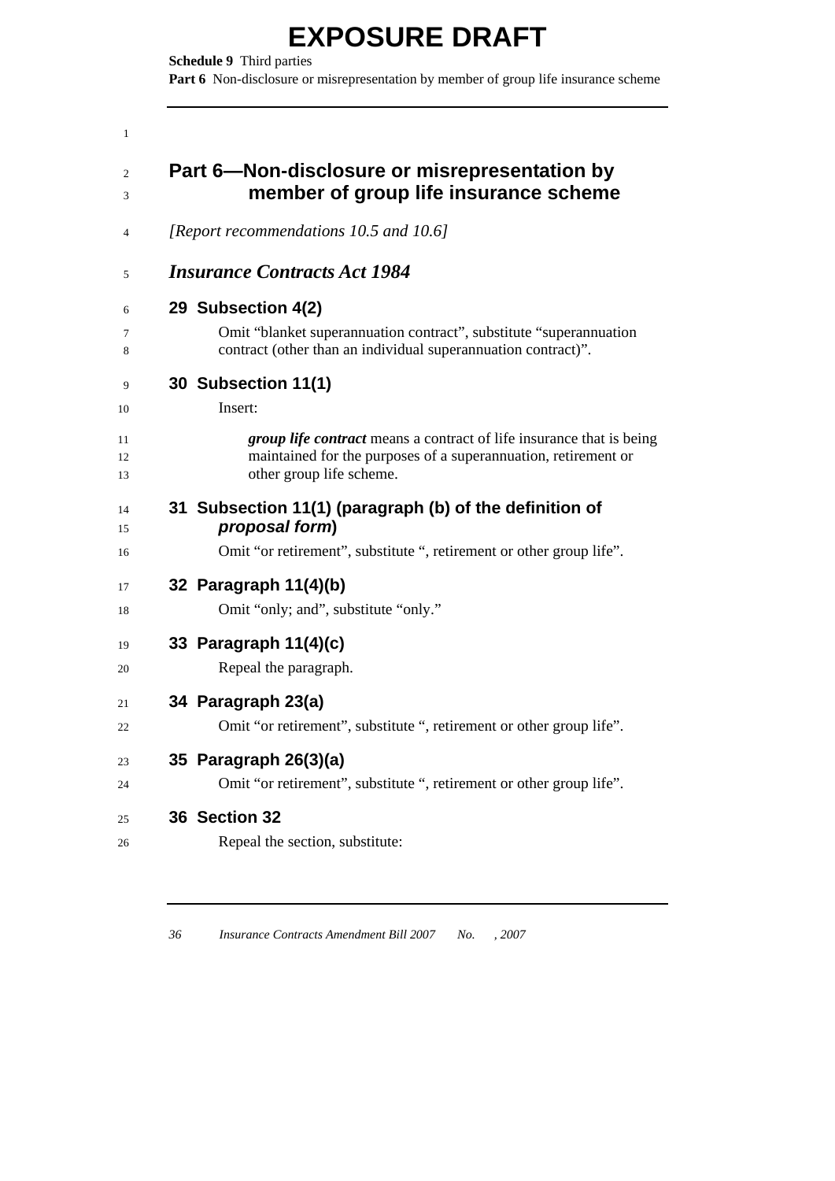## Part 6—Non-disclosure or misrepresentation by member of group life insurance scheme

*[Report recommendations 10.5 and 10.6]*

### *Insurance Contracts Act 1984*

#### 29 Subsection 4(2)

Omit "blanket superannuation contract", substitute "superannuation contract (other than an individual superannuation contract)".

#### 30 Subsection 11(1)

Insert:

***group life contract*** means a contract of life insurance that is being maintained for the purposes of a superannuation, retirement or other group life scheme.

#### 31 Subsection 11(1) (paragraph (b) of the definition of *proposal form*)

Omit "or retirement", substitute ", retirement or other group life".

#### 32 Paragraph 11(4)(b)

Omit "only; and", substitute "only."

#### 33 Paragraph 11(4)(c)

Repeal the paragraph.

#### 34 Paragraph 23(a)

Omit "or retirement", substitute ", retirement or other group life".

#### 35 Paragraph 26(3)(a)

Omit "or retirement", substitute ", retirement or other group life".

#### 36 Section 32

Repeal the section, substitute: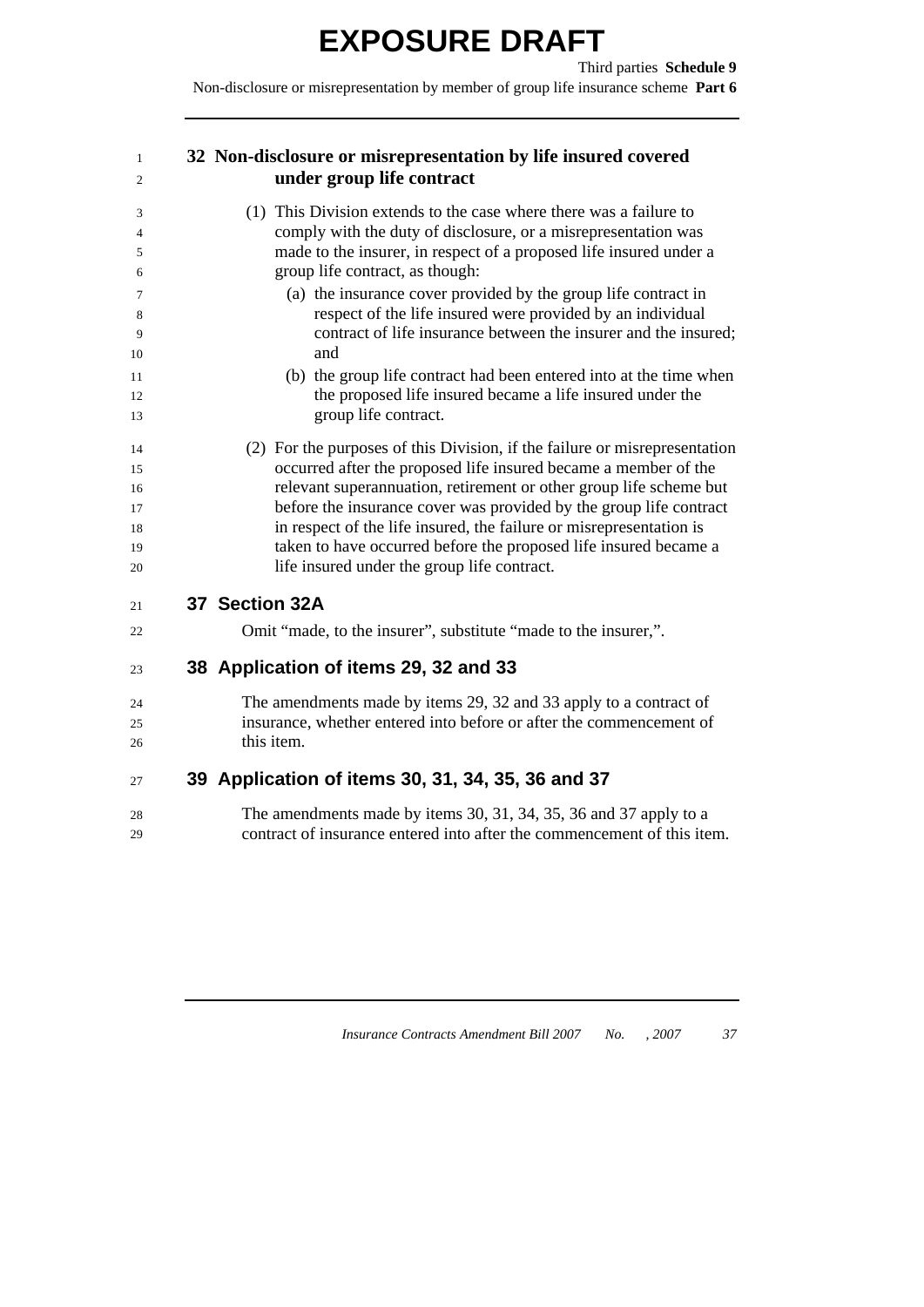**32 Non-disclosure or misrepresentation by life insured covered under group life contract**

(1) This Division extends to the case where there was a failure to comply with the duty of disclosure, or a misrepresentation was made to the insurer, in respect of a proposed life insured under a group life contract, as though:

(a) the insurance cover provided by the group life contract in respect of the life insured were provided by an individual contract of life insurance between the insurer and the insured; and

(b) the group life contract had been entered into at the time when the proposed life insured became a life insured under the group life contract.

(2) For the purposes of this Division, if the failure or misrepresentation occurred after the proposed life insured became a member of the relevant superannuation, retirement or other group life scheme but before the insurance cover was provided by the group life contract in respect of the life insured, the failure or misrepresentation is taken to have occurred before the proposed life insured became a life insured under the group life contract.

## 37 Section 32A

Omit "made, to the insurer", substitute "made to the insurer,".

## 38 Application of items 29, 32 and 33

The amendments made by items 29, 32 and 33 apply to a contract of insurance, whether entered into before or after the commencement of this item.

## 39 Application of items 30, 31, 34, 35, 36 and 37

The amendments made by items 30, 31, 34, 35, 36 and 37 apply to a contract of insurance entered into after the commencement of this item.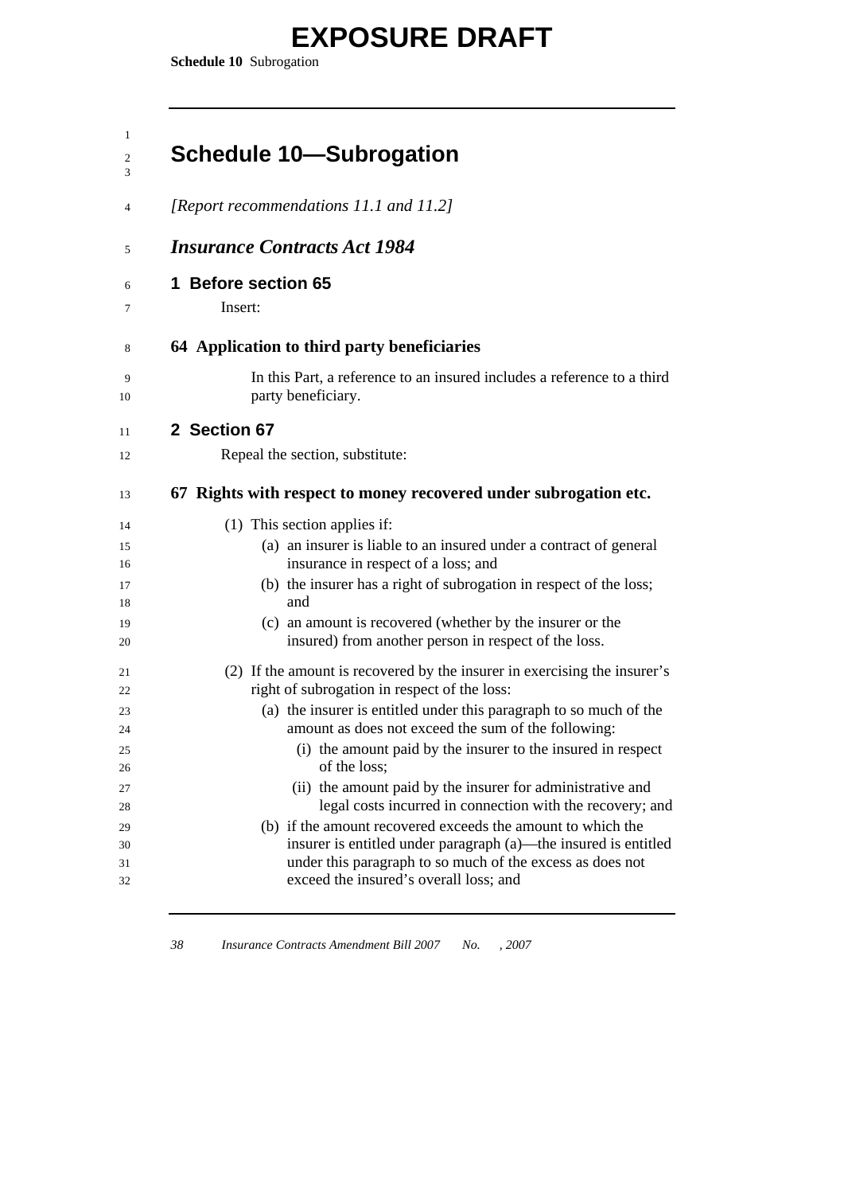# Schedule 10—Subrogation

*[Report recommendations 11.1 and 11.2]*

## *Insurance Contracts Act 1984*

### 1 Before section 65

Insert:

**64 Application to third party beneficiaries**

In this Part, a reference to an insured includes a reference to a third party beneficiary.

### 2 Section 67

Repeal the section, substitute:

**67 Rights with respect to money recovered under subrogation etc.**

(1) This section applies if:

(a) an insurer is liable to an insured under a contract of general insurance in respect of a loss; and

(b) the insurer has a right of subrogation in respect of the loss; and

(c) an amount is recovered (whether by the insurer or the insured) from another person in respect of the loss.

(2) If the amount is recovered by the insurer in exercising the insurer's right of subrogation in respect of the loss:

(a) the insurer is entitled under this paragraph to so much of the amount as does not exceed the sum of the following:

(i) the amount paid by the insurer to the insured in respect of the loss;

(ii) the amount paid by the insurer for administrative and legal costs incurred in connection with the recovery; and

(b) if the amount recovered exceeds the amount to which the insurer is entitled under paragraph (a)—the insured is entitled under this paragraph to so much of the excess as does not exceed the insured's overall loss; and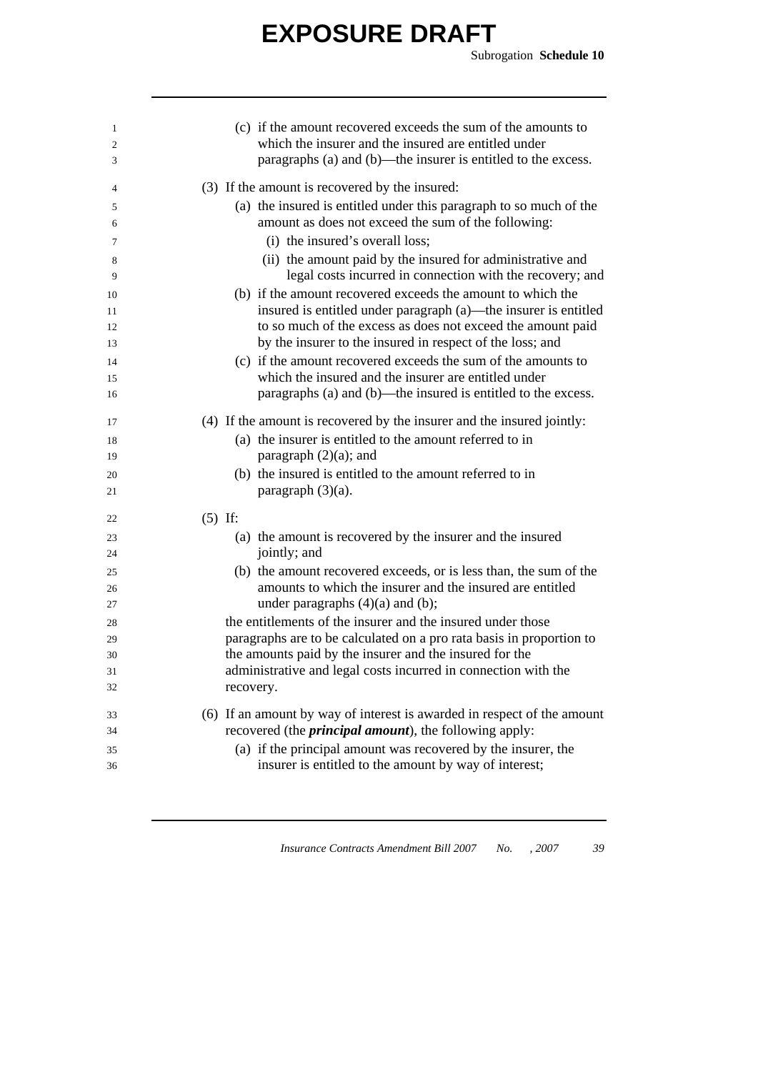(c) if the amount recovered exceeds the sum of the amounts to which the insurer and the insured are entitled under paragraphs (a) and (b)—the insurer is entitled to the excess.

(3) If the amount is recovered by the insured:

(a) the insured is entitled under this paragraph to so much of the amount as does not exceed the sum of the following:

(i) the insured's overall loss;

(ii) the amount paid by the insured for administrative and legal costs incurred in connection with the recovery; and

(b) if the amount recovered exceeds the amount to which the insured is entitled under paragraph (a)—the insurer is entitled to so much of the excess as does not exceed the amount paid by the insurer to the insured in respect of the loss; and

(c) if the amount recovered exceeds the sum of the amounts to which the insured and the insurer are entitled under paragraphs (a) and (b)—the insured is entitled to the excess.

(4) If the amount is recovered by the insurer and the insured jointly:

(a) the insurer is entitled to the amount referred to in paragraph (2)(a); and

(b) the insured is entitled to the amount referred to in paragraph (3)(a).

(5) If:

(a) the amount is recovered by the insurer and the insured jointly; and

(b) the amount recovered exceeds, or is less than, the sum of the amounts to which the insurer and the insured are entitled under paragraphs (4)(a) and (b);

the entitlements of the insurer and the insured under those paragraphs are to be calculated on a pro rata basis in proportion to the amounts paid by the insurer and the insured for the administrative and legal costs incurred in connection with the recovery.

(6) If an amount by way of interest is awarded in respect of the amount recovered (the ***principal amount***), the following apply:

(a) if the principal amount was recovered by the insurer, the insurer is entitled to the amount by way of interest;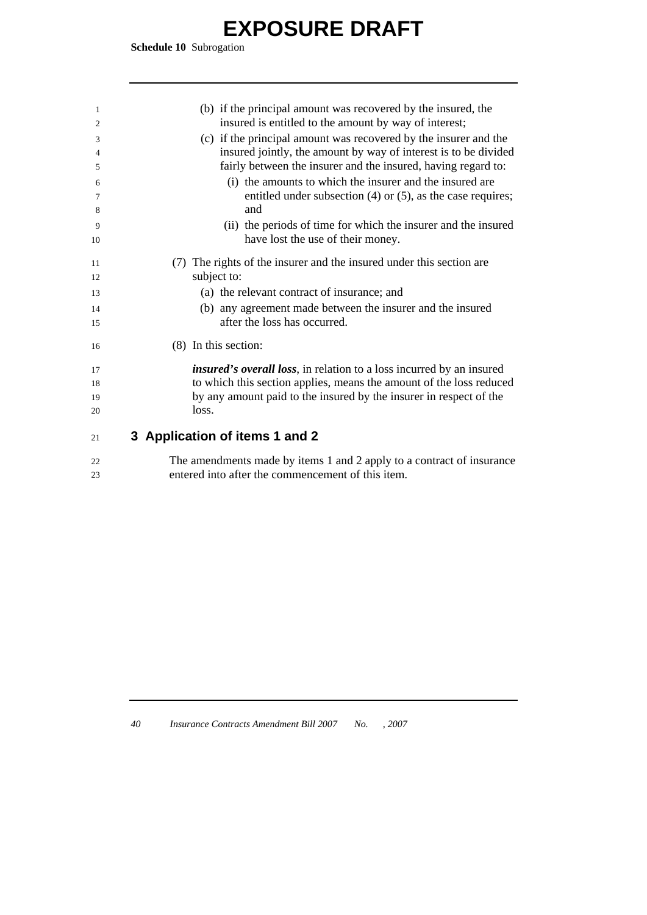(b) if the principal amount was recovered by the insured, the insured is entitled to the amount by way of interest;

(c) if the principal amount was recovered by the insurer and the insured jointly, the amount by way of interest is to be divided fairly between the insurer and the insured, having regard to:

(i) the amounts to which the insurer and the insured are entitled under subsection (4) or (5), as the case requires; and

(ii) the periods of time for which the insurer and the insured have lost the use of their money.

(7) The rights of the insurer and the insured under this section are subject to:

(a) the relevant contract of insurance; and

(b) any agreement made between the insurer and the insured after the loss has occurred.

(8) In this section:

***insured's overall loss***, in relation to a loss incurred by an insured to which this section applies, means the amount of the loss reduced by any amount paid to the insured by the insurer in respect of the loss.

## 3 Application of items 1 and 2

The amendments made by items 1 and 2 apply to a contract of insurance entered into after the commencement of this item.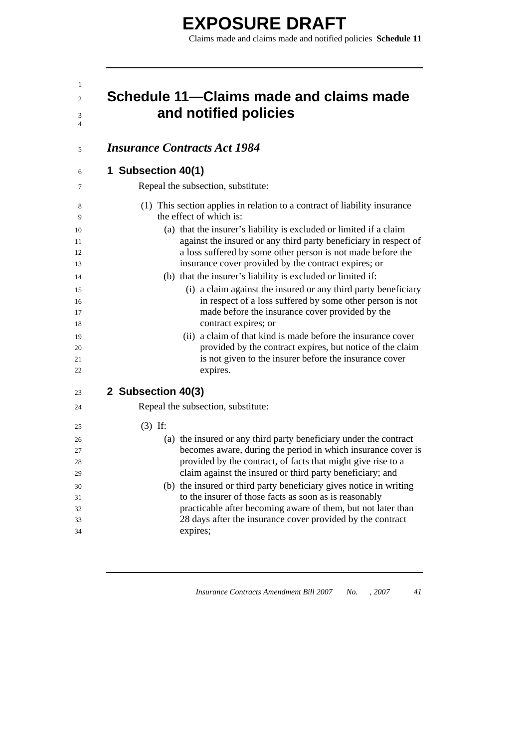# Schedule 11—Claims made and claims made and notified policies

## *Insurance Contracts Act 1984*

### 1 Subsection 40(1)

Repeal the subsection, substitute:

(1) This section applies in relation to a contract of liability insurance the effect of which is:

(a) that the insurer's liability is excluded or limited if a claim against the insured or any third party beneficiary in respect of a loss suffered by some other person is not made before the insurance cover provided by the contract expires; or

(b) that the insurer's liability is excluded or limited if:

(i) a claim against the insured or any third party beneficiary in respect of a loss suffered by some other person is not made before the insurance cover provided by the contract expires; or

(ii) a claim of that kind is made before the insurance cover provided by the contract expires, but notice of the claim is not given to the insurer before the insurance cover expires.

### 2 Subsection 40(3)

Repeal the subsection, substitute:

(3) If:

(a) the insured or any third party beneficiary under the contract becomes aware, during the period in which insurance cover is provided by the contract, of facts that might give rise to a claim against the insured or third party beneficiary; and

(b) the insured or third party beneficiary gives notice in writing to the insurer of those facts as soon as is reasonably practicable after becoming aware of them, but not later than 28 days after the insurance cover provided by the contract expires;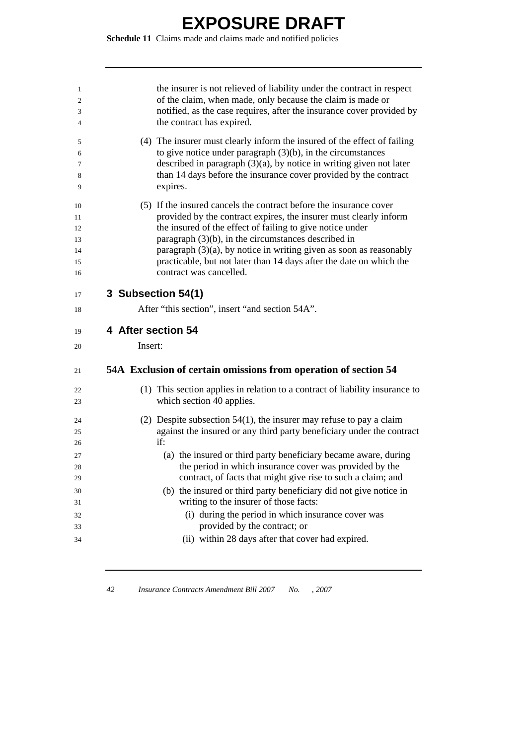the insurer is not relieved of liability under the contract in respect of the claim, when made, only because the claim is made or notified, as the case requires, after the insurance cover provided by the contract has expired.

(4) The insurer must clearly inform the insured of the effect of failing to give notice under paragraph (3)(b), in the circumstances described in paragraph (3)(a), by notice in writing given not later than 14 days before the insurance cover provided by the contract expires.

(5) If the insured cancels the contract before the insurance cover provided by the contract expires, the insurer must clearly inform the insured of the effect of failing to give notice under paragraph (3)(b), in the circumstances described in paragraph (3)(a), by notice in writing given as soon as reasonably practicable, but not later than 14 days after the date on which the contract was cancelled.

## 3 Subsection 54(1)

After "this section", insert "and section 54A".

## 4 After section 54

Insert:

### 54A Exclusion of certain omissions from operation of section 54

(1) This section applies in relation to a contract of liability insurance to which section 40 applies.

(2) Despite subsection 54(1), the insurer may refuse to pay a claim against the insured or any third party beneficiary under the contract if:

(a) the insured or third party beneficiary became aware, during the period in which insurance cover was provided by the contract, of facts that might give rise to such a claim; and

(b) the insured or third party beneficiary did not give notice in writing to the insurer of those facts:

(i) during the period in which insurance cover was provided by the contract; or

(ii) within 28 days after that cover had expired.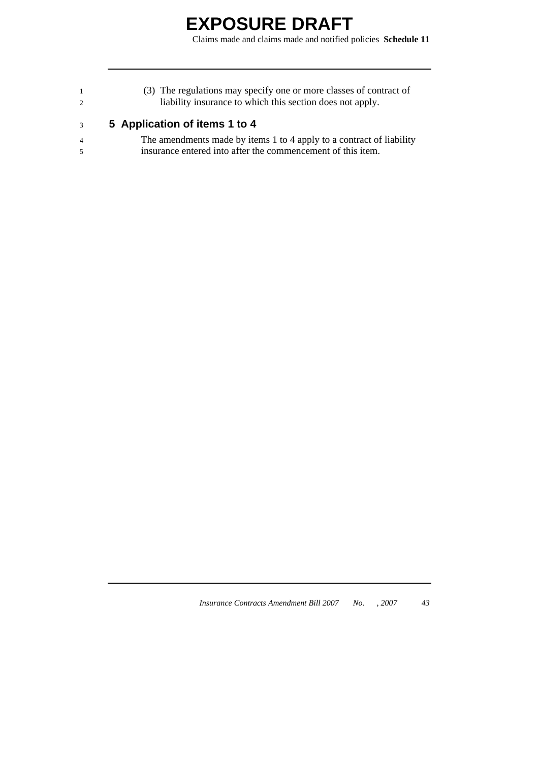(3) The regulations may specify one or more classes of contract of liability insurance to which this section does not apply.

### 5 Application of items 1 to 4

The amendments made by items 1 to 4 apply to a contract of liability insurance entered into after the commencement of this item.